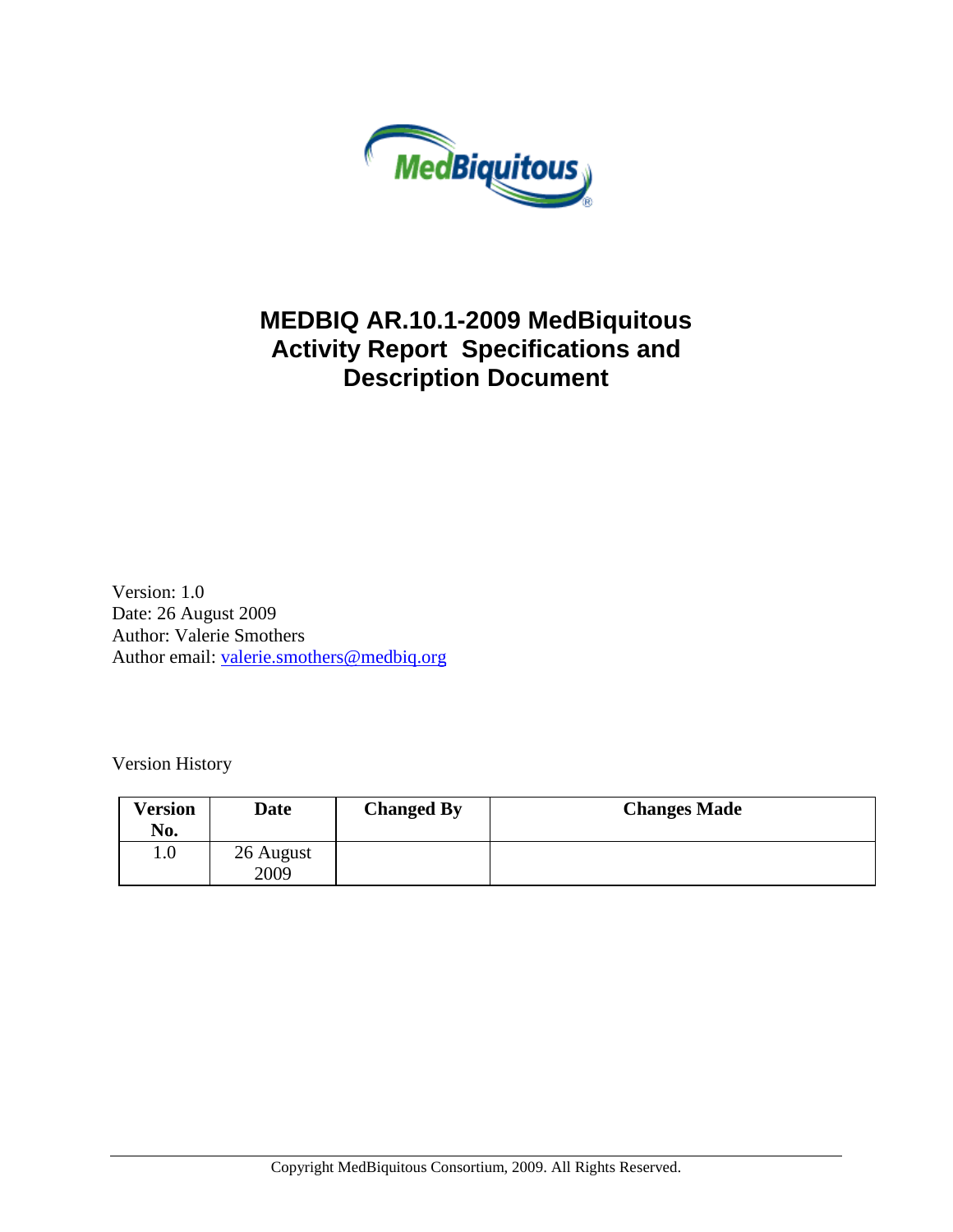# MEDBIQ AR.10.1-2009 MedBiquitous Activity Report Specifications and Description Document

Version: 1.0
Date: 26 August 2009
Author: Valerie Smothers
Author email: valerie.smothers@medbiq.org

Version History

| Version No. | Date | Changed By | Changes Made |
|---|---|---|---|
| 1.0 | 26 August 2009 | | |

Copyright MedBiquitous Consortium, 2009. All Rights Reserved.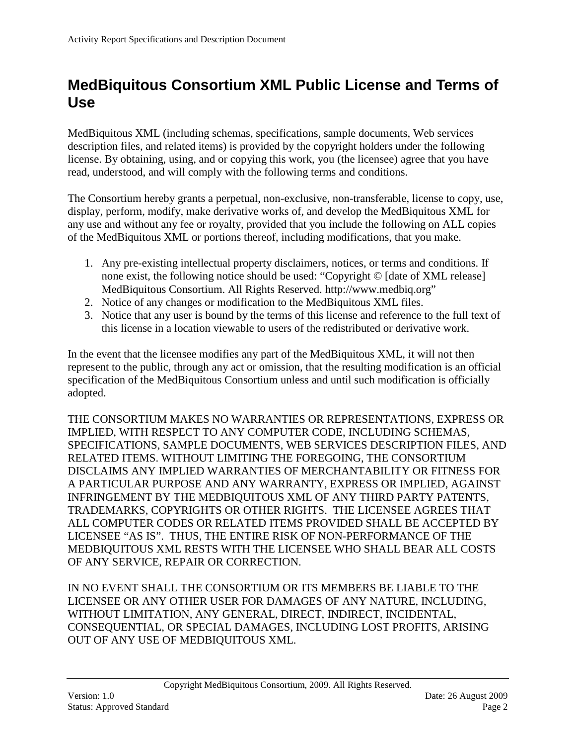# MedBiquitous Consortium XML Public License and Terms of Use

MedBiquitous XML (including schemas, specifications, sample documents, Web services description files, and related items) is provided by the copyright holders under the following license. By obtaining, using, and or copying this work, you (the licensee) agree that you have read, understood, and will comply with the following terms and conditions.

The Consortium hereby grants a perpetual, non-exclusive, non-transferable, license to copy, use, display, perform, modify, make derivative works of, and develop the MedBiquitous XML for any use and without any fee or royalty, provided that you include the following on ALL copies of the MedBiquitous XML or portions thereof, including modifications, that you make.

1. Any pre-existing intellectual property disclaimers, notices, or terms and conditions. If none exist, the following notice should be used: "Copyright © [date of XML release] MedBiquitous Consortium. All Rights Reserved. http://www.medbiq.org"
2. Notice of any changes or modification to the MedBiquitous XML files.
3. Notice that any user is bound by the terms of this license and reference to the full text of this license in a location viewable to users of the redistributed or derivative work.

In the event that the licensee modifies any part of the MedBiquitous XML, it will not then represent to the public, through any act or omission, that the resulting modification is an official specification of the MedBiquitous Consortium unless and until such modification is officially adopted.

THE CONSORTIUM MAKES NO WARRANTIES OR REPRESENTATIONS, EXPRESS OR IMPLIED, WITH RESPECT TO ANY COMPUTER CODE, INCLUDING SCHEMAS, SPECIFICATIONS, SAMPLE DOCUMENTS, WEB SERVICES DESCRIPTION FILES, AND RELATED ITEMS. WITHOUT LIMITING THE FOREGOING, THE CONSORTIUM DISCLAIMS ANY IMPLIED WARRANTIES OF MERCHANTABILITY OR FITNESS FOR A PARTICULAR PURPOSE AND ANY WARRANTY, EXPRESS OR IMPLIED, AGAINST INFRINGEMENT BY THE MEDBIQUITOUS XML OF ANY THIRD PARTY PATENTS, TRADEMARKS, COPYRIGHTS OR OTHER RIGHTS. THE LICENSEE AGREES THAT ALL COMPUTER CODES OR RELATED ITEMS PROVIDED SHALL BE ACCEPTED BY LICENSEE "AS IS". THUS, THE ENTIRE RISK OF NON-PERFORMANCE OF THE MEDBIQUITOUS XML RESTS WITH THE LICENSEE WHO SHALL BEAR ALL COSTS OF ANY SERVICE, REPAIR OR CORRECTION.

IN NO EVENT SHALL THE CONSORTIUM OR ITS MEMBERS BE LIABLE TO THE LICENSEE OR ANY OTHER USER FOR DAMAGES OF ANY NATURE, INCLUDING, WITHOUT LIMITATION, ANY GENERAL, DIRECT, INDIRECT, INCIDENTAL, CONSEQUENTIAL, OR SPECIAL DAMAGES, INCLUDING LOST PROFITS, ARISING OUT OF ANY USE OF MEDBIQUITOUS XML.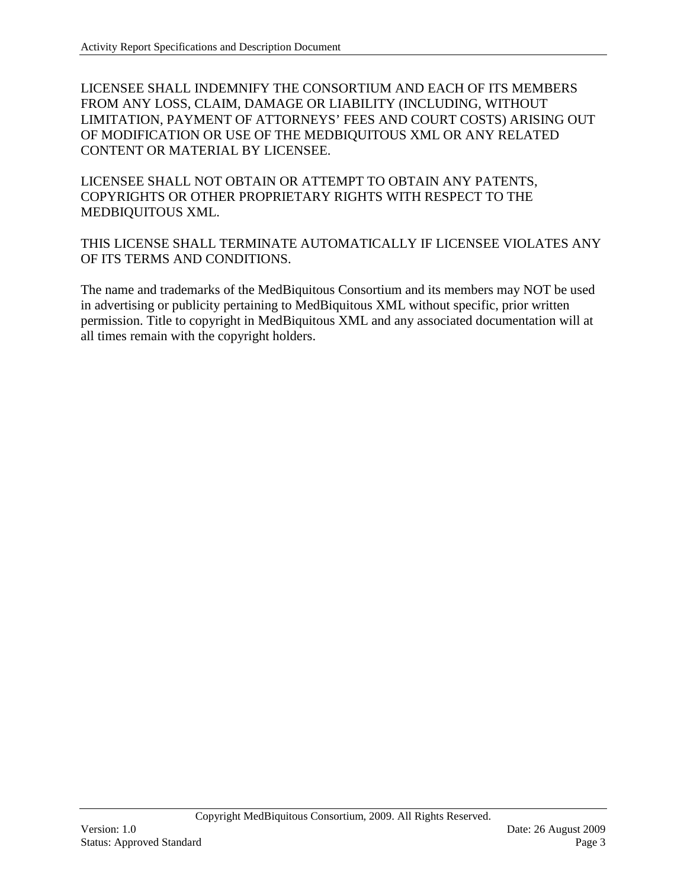LICENSEE SHALL INDEMNIFY THE CONSORTIUM AND EACH OF ITS MEMBERS FROM ANY LOSS, CLAIM, DAMAGE OR LIABILITY (INCLUDING, WITHOUT LIMITATION, PAYMENT OF ATTORNEYS' FEES AND COURT COSTS) ARISING OUT OF MODIFICATION OR USE OF THE MEDBIQUITOUS XML OR ANY RELATED CONTENT OR MATERIAL BY LICENSEE.

LICENSEE SHALL NOT OBTAIN OR ATTEMPT TO OBTAIN ANY PATENTS, COPYRIGHTS OR OTHER PROPRIETARY RIGHTS WITH RESPECT TO THE MEDBIQUITOUS XML.

THIS LICENSE SHALL TERMINATE AUTOMATICALLY IF LICENSEE VIOLATES ANY OF ITS TERMS AND CONDITIONS.

The name and trademarks of the MedBiquitous Consortium and its members may NOT be used in advertising or publicity pertaining to MedBiquitous XML without specific, prior written permission. Title to copyright in MedBiquitous XML and any associated documentation will at all times remain with the copyright holders.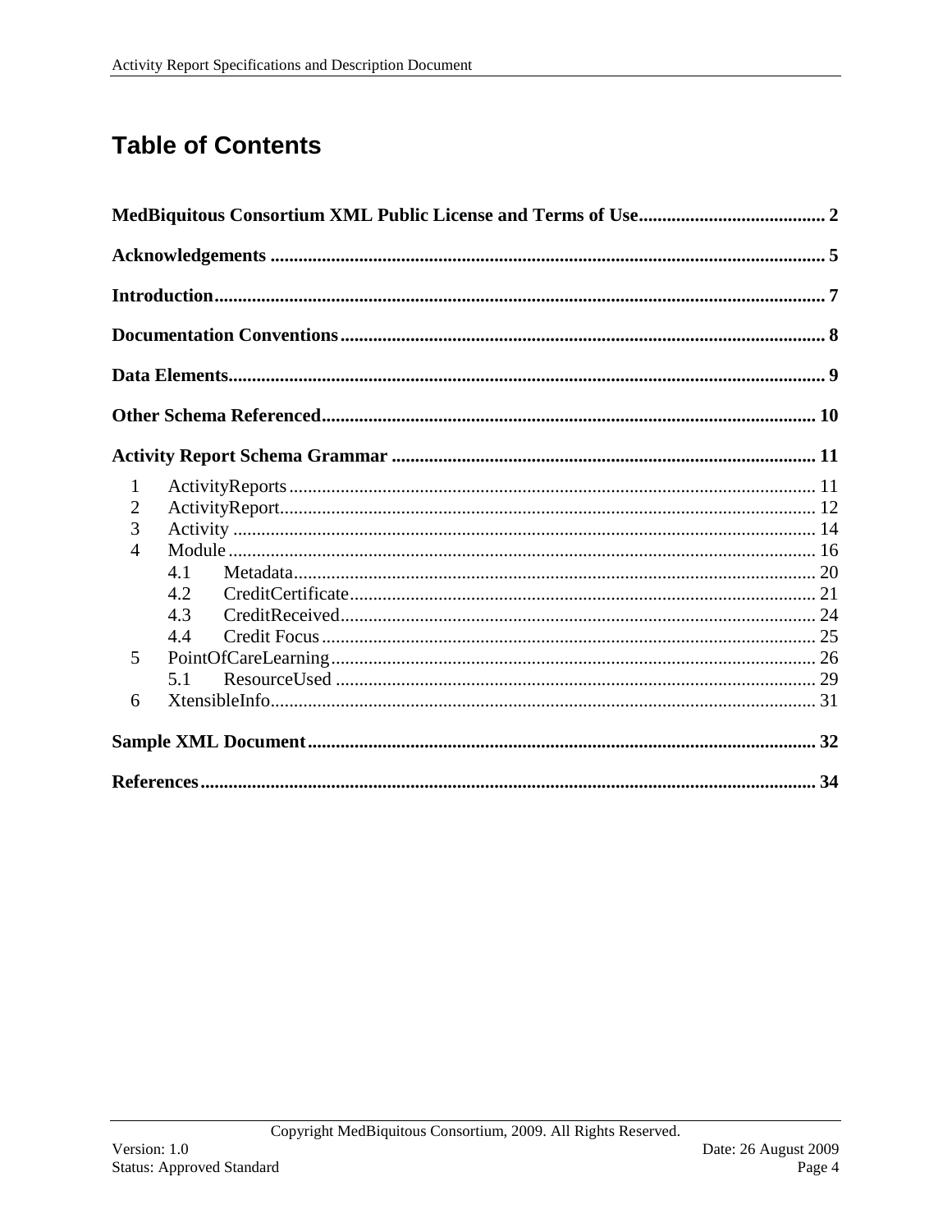# Table of Contents

**MedBiquitous Consortium XML Public License and Terms of Use** ........ 2

**Acknowledgements** ........ 5

**Introduction** ........ 7

**Documentation Conventions** ........ 8

**Data Elements** ........ 9

**Other Schema Referenced** ........ 10

**Activity Report Schema Grammar** ........ 11

- 1 ActivityReports ........ 11
- 2 ActivityReport ........ 12
- 3 Activity ........ 14
- 4 Module ........ 16
  - 4.1 Metadata ........ 20
  - 4.2 CreditCertificate ........ 21
  - 4.3 CreditReceived ........ 24
  - 4.4 Credit Focus ........ 25
- 5 PointOfCareLearning ........ 26
  - 5.1 ResourceUsed ........ 29
- 6 XtensibleInfo ........ 31

**Sample XML Document** ........ 32

**References** ........ 34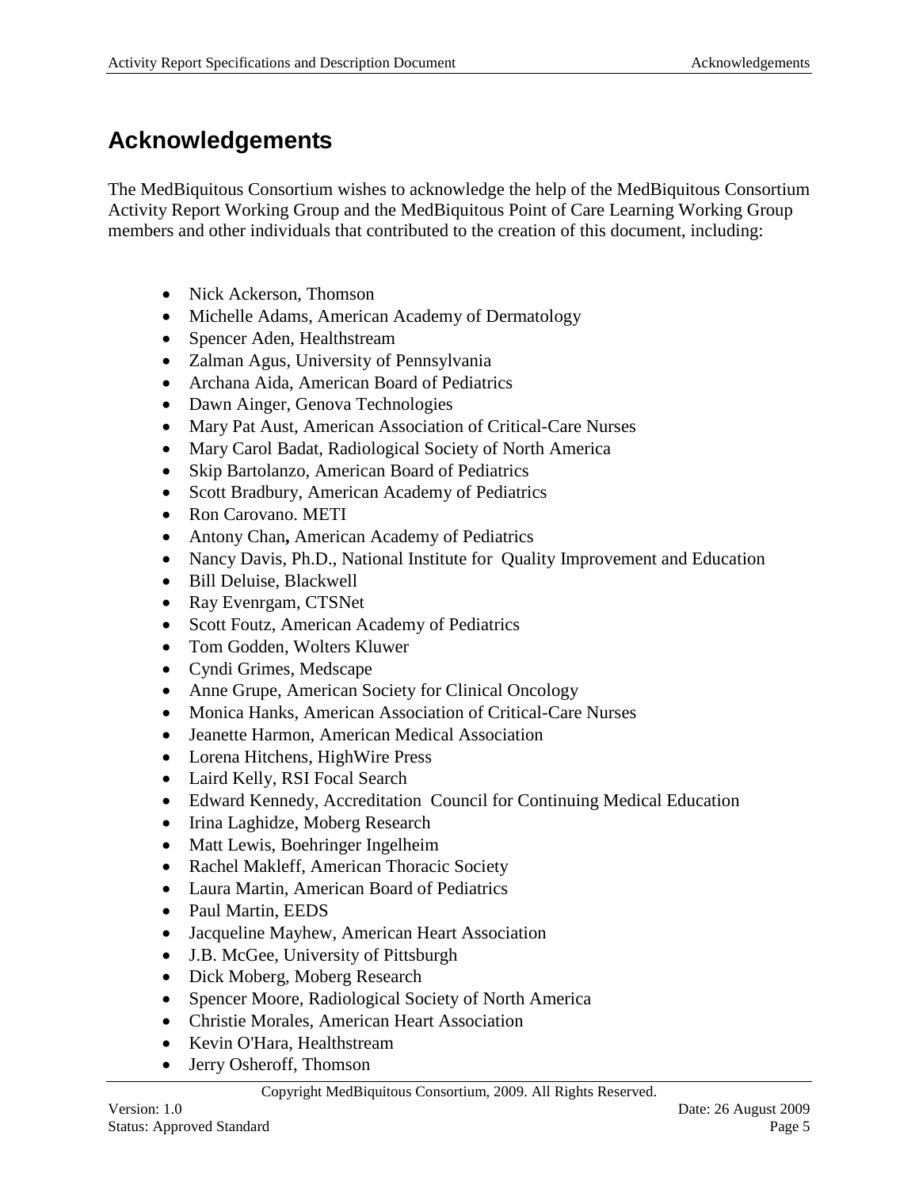# Acknowledgements

The MedBiquitous Consortium wishes to acknowledge the help of the MedBiquitous Consortium Activity Report Working Group and the MedBiquitous Point of Care Learning Working Group members and other individuals that contributed to the creation of this document, including:

- Nick Ackerson, Thomson
- Michelle Adams, American Academy of Dermatology
- Spencer Aden, Healthstream
- Zalman Agus, University of Pennsylvania
- Archana Aida, American Board of Pediatrics
- Dawn Ainger, Genova Technologies
- Mary Pat Aust, American Association of Critical-Care Nurses
- Mary Carol Badat, Radiological Society of North America
- Skip Bartolanzo, American Board of Pediatrics
- Scott Bradbury, American Academy of Pediatrics
- Ron Carovano. METI
- Antony Chan**,** American Academy of Pediatrics
- Nancy Davis, Ph.D., National Institute for Quality Improvement and Education
- Bill Deluise, Blackwell
- Ray Evenrgam, CTSNet
- Scott Foutz, American Academy of Pediatrics
- Tom Godden, Wolters Kluwer
- Cyndi Grimes, Medscape
- Anne Grupe, American Society for Clinical Oncology
- Monica Hanks, American Association of Critical-Care Nurses
- Jeanette Harmon, American Medical Association
- Lorena Hitchens, HighWire Press
- Laird Kelly, RSI Focal Search
- Edward Kennedy, Accreditation Council for Continuing Medical Education
- Irina Laghidze, Moberg Research
- Matt Lewis, Boehringer Ingelheim
- Rachel Makleff, American Thoracic Society
- Laura Martin, American Board of Pediatrics
- Paul Martin, EEDS
- Jacqueline Mayhew, American Heart Association
- J.B. McGee, University of Pittsburgh
- Dick Moberg, Moberg Research
- Spencer Moore, Radiological Society of North America
- Christie Morales, American Heart Association
- Kevin O'Hara, Healthstream
- Jerry Osheroff, Thomson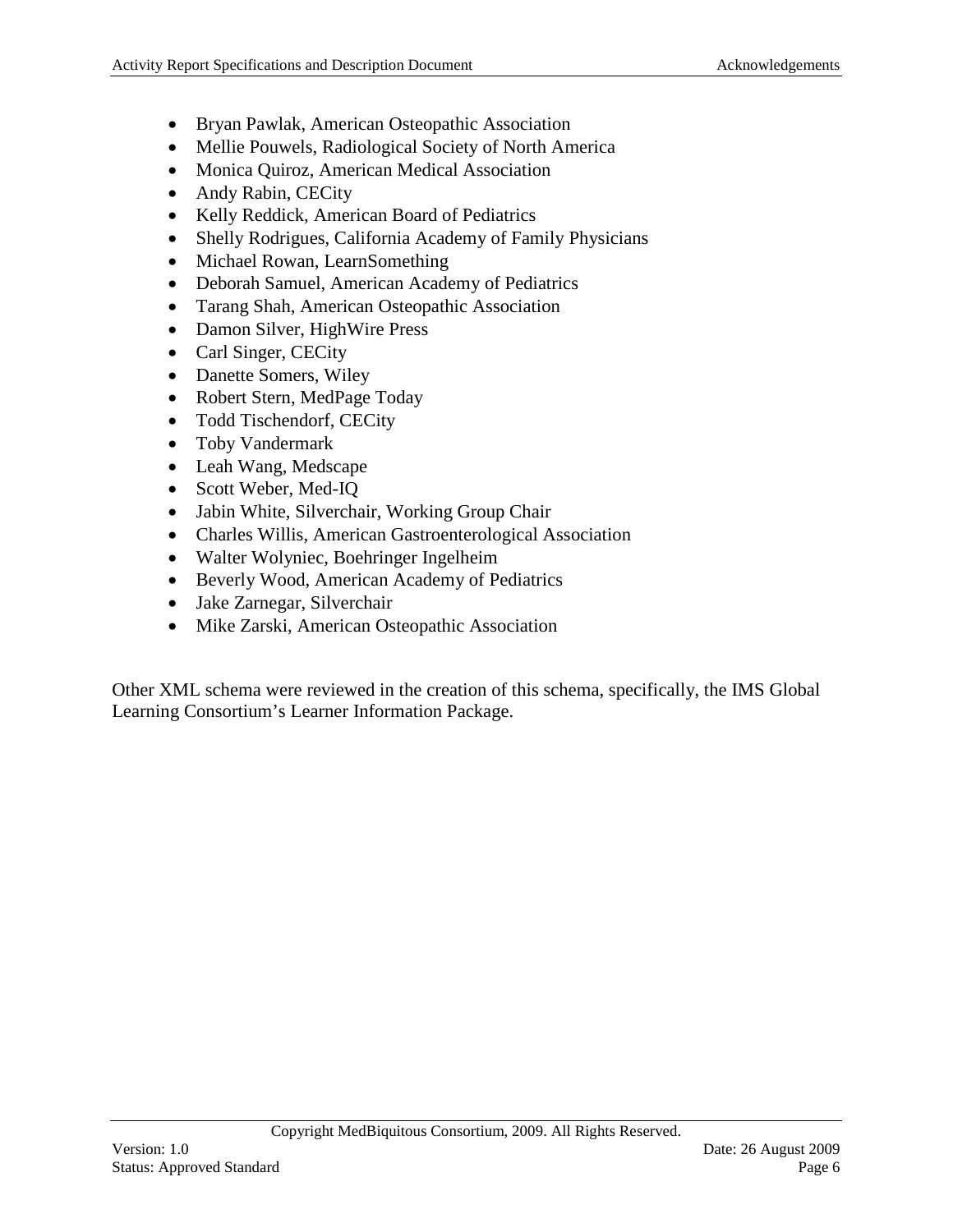- Bryan Pawlak, American Osteopathic Association
- Mellie Pouwels, Radiological Society of North America
- Monica Quiroz, American Medical Association
- Andy Rabin, CECity
- Kelly Reddick, American Board of Pediatrics
- Shelly Rodrigues, California Academy of Family Physicians
- Michael Rowan, LearnSomething
- Deborah Samuel, American Academy of Pediatrics
- Tarang Shah, American Osteopathic Association
- Damon Silver, HighWire Press
- Carl Singer, CECity
- Danette Somers, Wiley
- Robert Stern, MedPage Today
- Todd Tischendorf, CECity
- Toby Vandermark
- Leah Wang, Medscape
- Scott Weber, Med-IQ
- Jabin White, Silverchair, Working Group Chair
- Charles Willis, American Gastroenterological Association
- Walter Wolyniec, Boehringer Ingelheim
- Beverly Wood, American Academy of Pediatrics
- Jake Zarnegar, Silverchair
- Mike Zarski, American Osteopathic Association

Other XML schema were reviewed in the creation of this schema, specifically, the IMS Global Learning Consortium's Learner Information Package.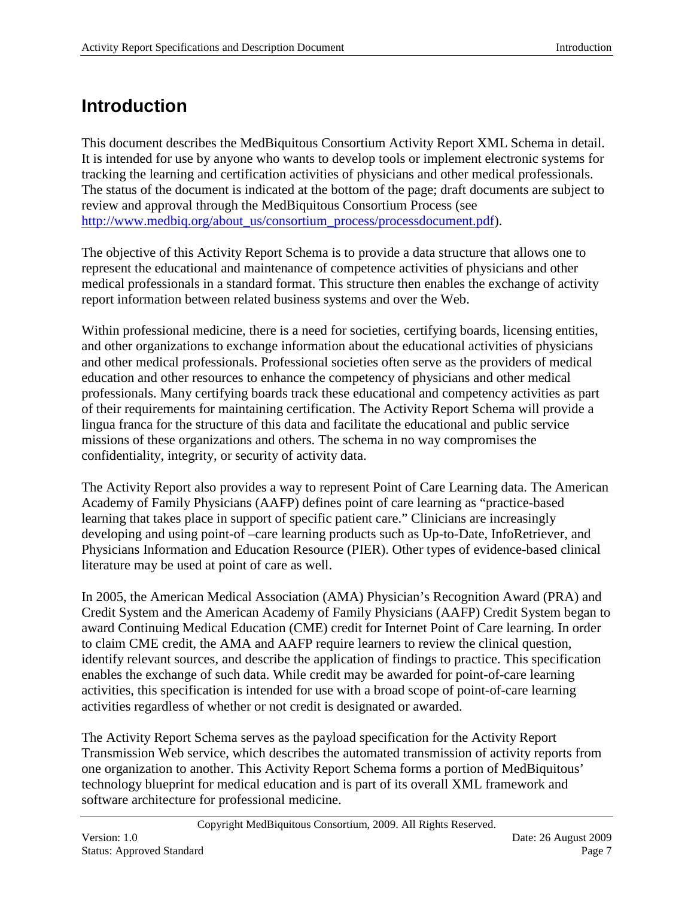# Introduction

This document describes the MedBiquitous Consortium Activity Report XML Schema in detail. It is intended for use by anyone who wants to develop tools or implement electronic systems for tracking the learning and certification activities of physicians and other medical professionals. The status of the document is indicated at the bottom of the page; draft documents are subject to review and approval through the MedBiquitous Consortium Process (see http://www.medbiq.org/about_us/consortium_process/processdocument.pdf).

The objective of this Activity Report Schema is to provide a data structure that allows one to represent the educational and maintenance of competence activities of physicians and other medical professionals in a standard format. This structure then enables the exchange of activity report information between related business systems and over the Web.

Within professional medicine, there is a need for societies, certifying boards, licensing entities, and other organizations to exchange information about the educational activities of physicians and other medical professionals. Professional societies often serve as the providers of medical education and other resources to enhance the competency of physicians and other medical professionals. Many certifying boards track these educational and competency activities as part of their requirements for maintaining certification. The Activity Report Schema will provide a lingua franca for the structure of this data and facilitate the educational and public service missions of these organizations and others. The schema in no way compromises the confidentiality, integrity, or security of activity data.

The Activity Report also provides a way to represent Point of Care Learning data. The American Academy of Family Physicians (AAFP) defines point of care learning as "practice-based learning that takes place in support of specific patient care." Clinicians are increasingly developing and using point-of –care learning products such as Up-to-Date, InfoRetriever, and Physicians Information and Education Resource (PIER). Other types of evidence-based clinical literature may be used at point of care as well.

In 2005, the American Medical Association (AMA) Physician's Recognition Award (PRA) and Credit System and the American Academy of Family Physicians (AAFP) Credit System began to award Continuing Medical Education (CME) credit for Internet Point of Care learning. In order to claim CME credit, the AMA and AAFP require learners to review the clinical question, identify relevant sources, and describe the application of findings to practice. This specification enables the exchange of such data. While credit may be awarded for point-of-care learning activities, this specification is intended for use with a broad scope of point-of-care learning activities regardless of whether or not credit is designated or awarded.

The Activity Report Schema serves as the payload specification for the Activity Report Transmission Web service, which describes the automated transmission of activity reports from one organization to another. This Activity Report Schema forms a portion of MedBiquitous' technology blueprint for medical education and is part of its overall XML framework and software architecture for professional medicine.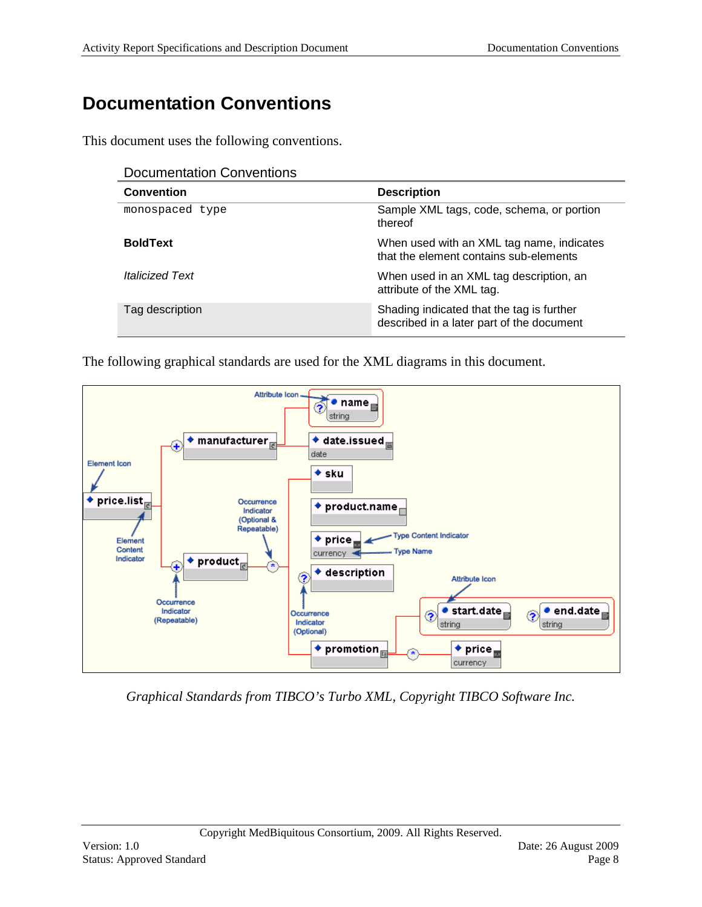# Documentation Conventions

This document uses the following conventions.

Documentation Conventions

| Convention | Description |
|---|---|
| `monospaced type` | Sample XML tags, code, schema, or portion thereof |
| **BoldText** | When used with an XML tag name, indicates that the element contains sub-elements |
| *Italicized Text* | When used in an XML tag description, an attribute of the XML tag. |
| Tag description | Shading indicated that the tag is further described in a later part of the document |

The following graphical standards are used for the XML diagrams in this document.

*Graphical Standards from TIBCO's Turbo XML, Copyright TIBCO Software Inc.*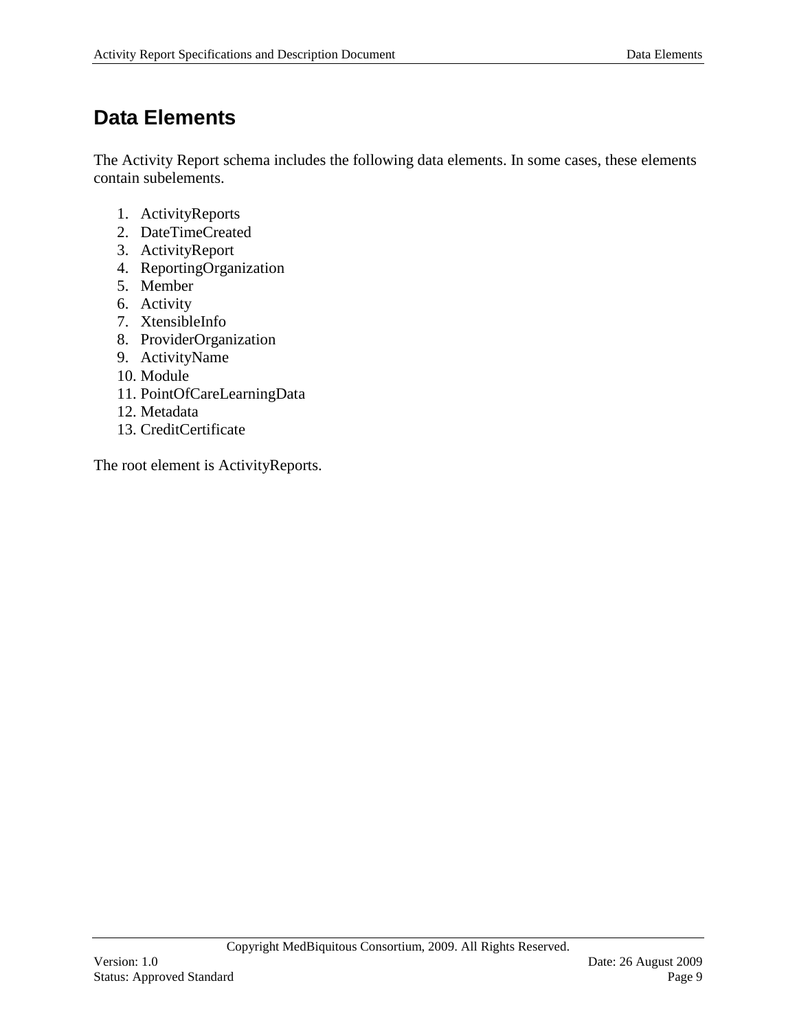# Data Elements

The Activity Report schema includes the following data elements. In some cases, these elements contain subelements.

1. ActivityReports
2. DateTimeCreated
3. ActivityReport
4. ReportingOrganization
5. Member
6. Activity
7. XtensibleInfo
8. ProviderOrganization
9. ActivityName
10. Module
11. PointOfCareLearningData
12. Metadata
13. CreditCertificate

The root element is ActivityReports.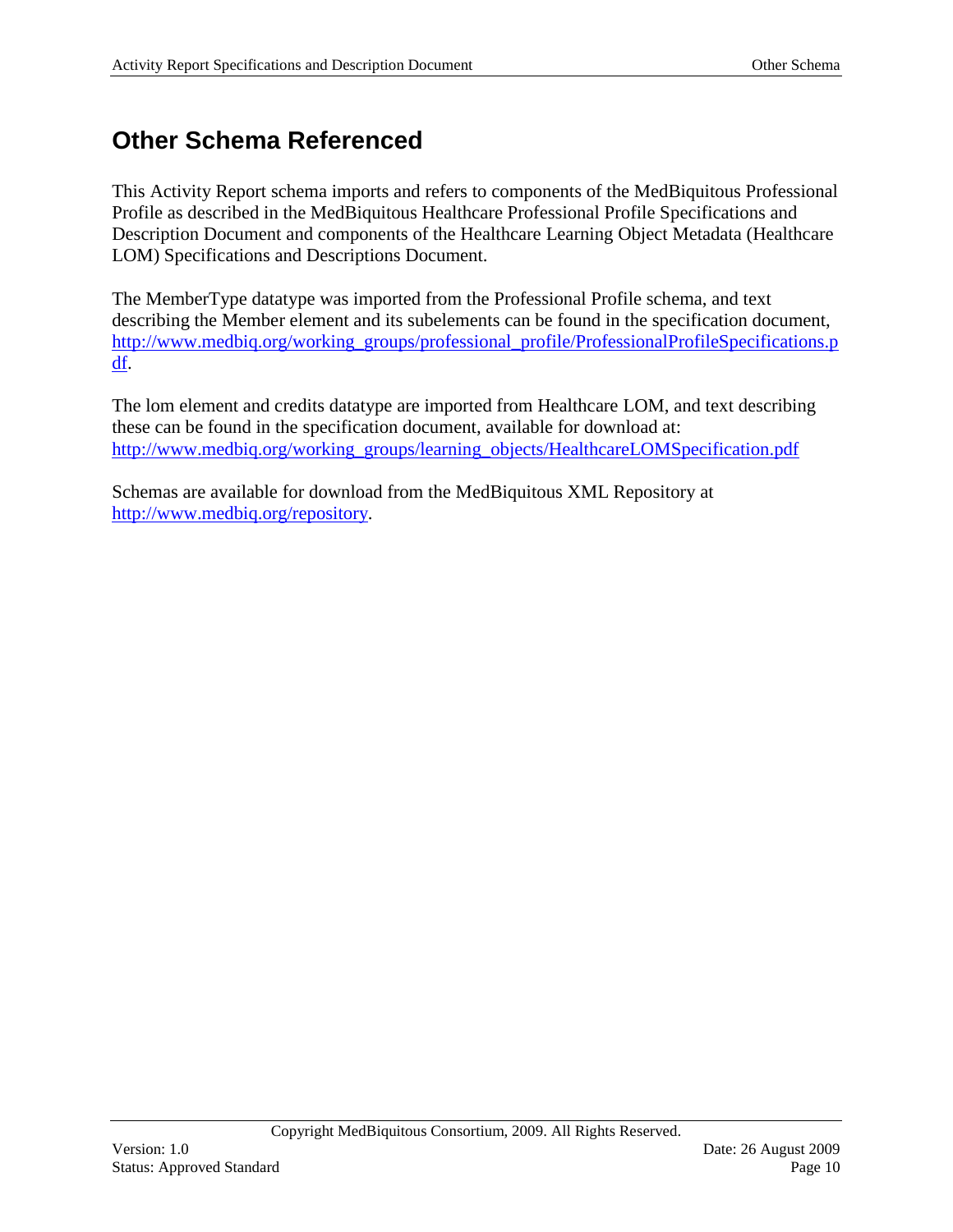# Other Schema Referenced

This Activity Report schema imports and refers to components of the MedBiquitous Professional Profile as described in the MedBiquitous Healthcare Professional Profile Specifications and Description Document and components of the Healthcare Learning Object Metadata (Healthcare LOM) Specifications and Descriptions Document.

The MemberType datatype was imported from the Professional Profile schema, and text describing the Member element and its subelements can be found in the specification document, http://www.medbiq.org/working_groups/professional_profile/ProfessionalProfileSpecifications.pdf.

The lom element and credits datatype are imported from Healthcare LOM, and text describing these can be found in the specification document, available for download at: http://www.medbiq.org/working_groups/learning_objects/HealthcareLOMSpecification.pdf

Schemas are available for download from the MedBiquitous XML Repository at http://www.medbiq.org/repository.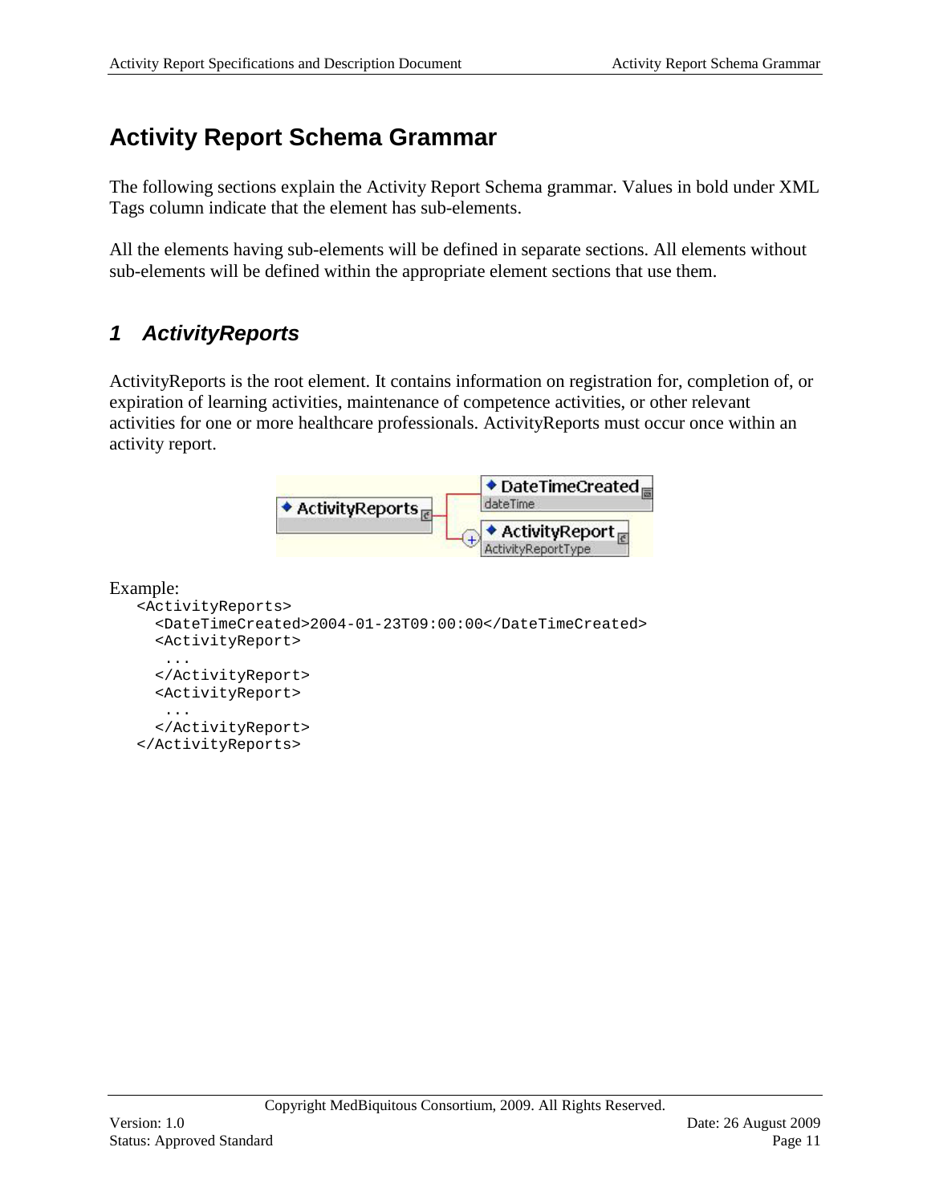# Activity Report Schema Grammar

The following sections explain the Activity Report Schema grammar. Values in bold under XML Tags column indicate that the element has sub-elements.

All the elements having sub-elements will be defined in separate sections. All elements without sub-elements will be defined within the appropriate element sections that use them.

## 1 ActivityReports

ActivityReports is the root element. It contains information on registration for, completion of, or expiration of learning activities, maintenance of competence activities, or other relevant activities for one or more healthcare professionals. ActivityReports must occur once within an activity report.

Example:

```
<ActivityReports>
  <DateTimeCreated>2004-01-23T09:00:00</DateTimeCreated>
  <ActivityReport>
   ...
  </ActivityReport>
  <ActivityReport>
   ...
  </ActivityReport>
</ActivityReports>
```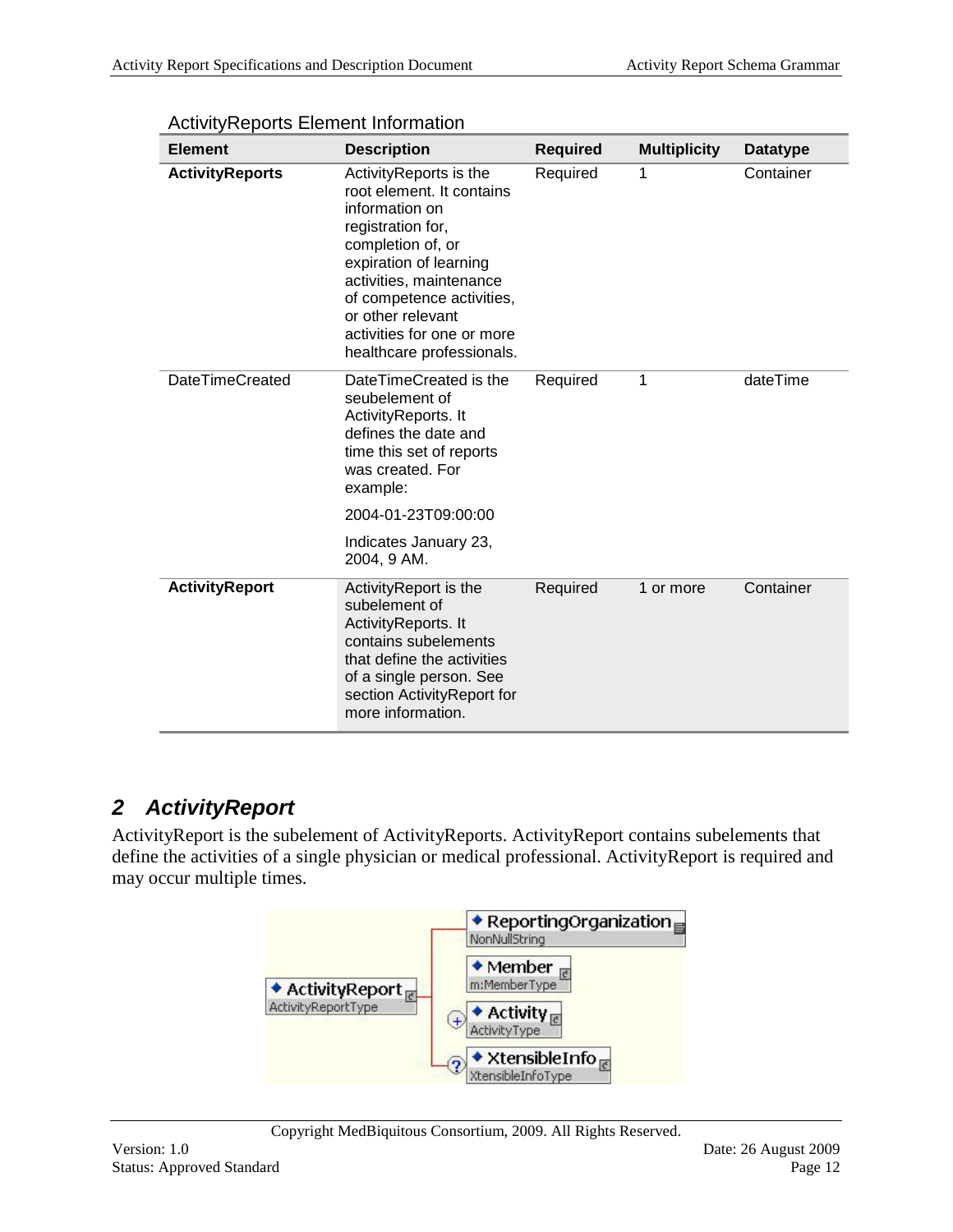ActivityReports Element Information

| Element | Description | Required | Multiplicity | Datatype |
|---|---|---|---|---|
| **ActivityReports** | ActivityReports is the root element. It contains information on registration for, completion of, or expiration of learning activities, maintenance of competence activities, or other relevant activities for one or more healthcare professionals. | Required | 1 | Container |
| DateTimeCreated | DateTimeCreated is the seubelement of ActivityReports. It defines the date and time this set of reports was created. For example: 2004-01-23T09:00:00 Indicates January 23, 2004, 9 AM. | Required | 1 | dateTime |
| **ActivityReport** | ActivityReport is the subelement of ActivityReports. It contains subelements that define the activities of a single person. See section ActivityReport for more information. | Required | 1 or more | Container |

## *2 ActivityReport*

ActivityReport is the subelement of ActivityReports. ActivityReport contains subelements that define the activities of a single physician or medical professional. ActivityReport is required and may occur multiple times.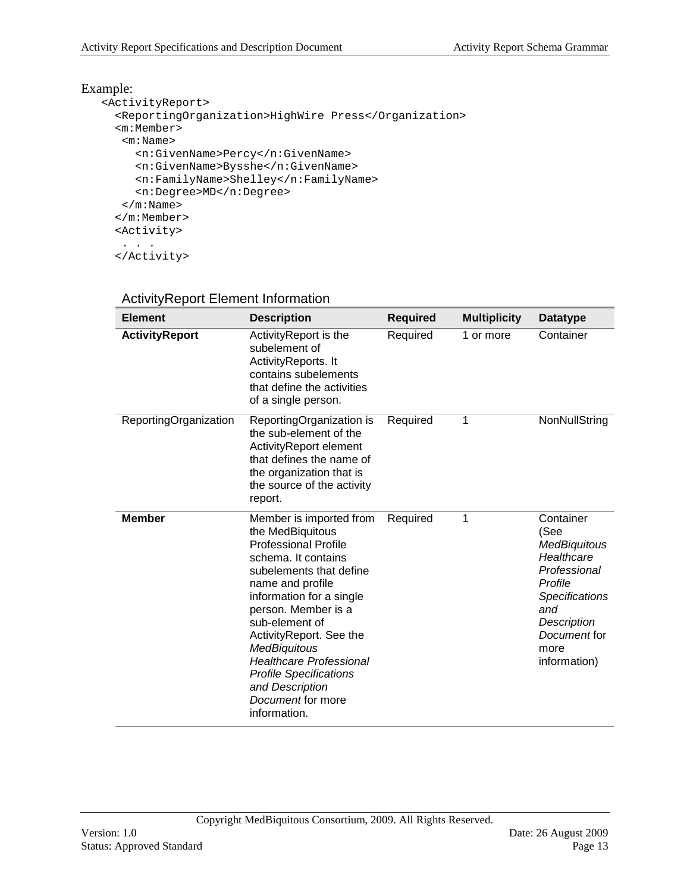Example:

```
<ActivityReport>
  <ReportingOrganization>HighWire Press</Organization>
  <m:Member>
   <m:Name>
     <n:GivenName>Percy</n:GivenName>
     <n:GivenName>Bysshe</n:GivenName>
     <n:FamilyName>Shelley</n:FamilyName>
     <n:Degree>MD</n:Degree>
   </m:Name>
  </m:Member>
  <Activity>
   . . .
  </Activity>
```

### ActivityReport Element Information

| Element | Description | Required | Multiplicity | Datatype |
|---|---|---|---|---|
| **ActivityReport** | ActivityReport is the subelement of ActivityReports. It contains subelements that define the activities of a single person. | Required | 1 or more | Container |
| ReportingOrganization | ReportingOrganization is the sub-element of the ActivityReport element that defines the name of the organization that is the source of the activity report. | Required | 1 | NonNullString |
| **Member** | Member is imported from the MedBiquitous Professional Profile schema. It contains subelements that define name and profile information for a single person. Member is a sub-element of ActivityReport. See the *MedBiquitous Healthcare Professional Profile Specifications and Description Document* for more information. | Required | 1 | Container (See *MedBiquitous Healthcare Professional Profile Specifications and Description Document* for more information) |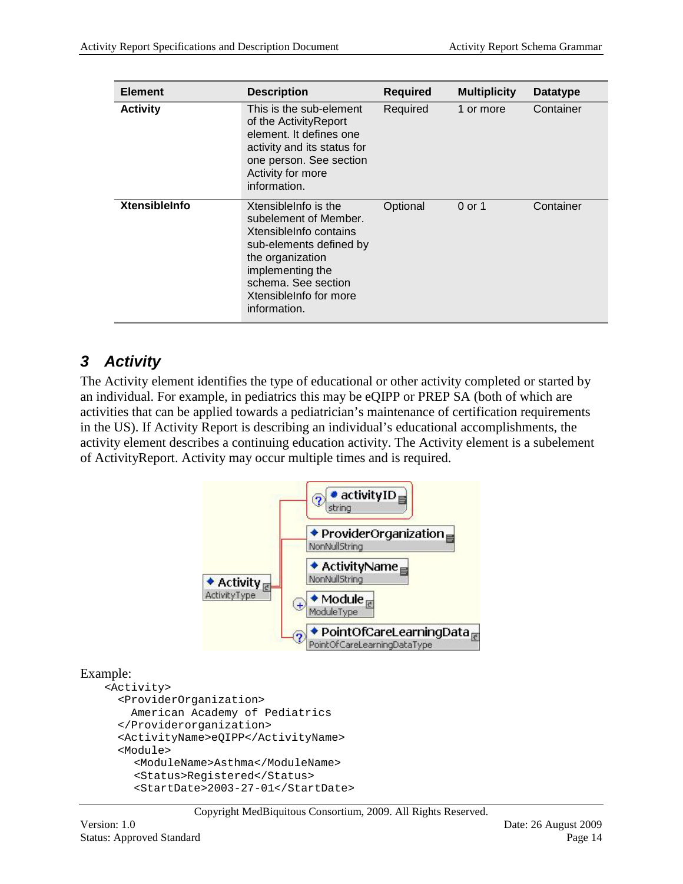| Element | Description | Required | Multiplicity | Datatype |
|---|---|---|---|---|
| **Activity** | This is the sub-element of the ActivityReport element. It defines one activity and its status for one person. See section Activity for more information. | Required | 1 or more | Container |
| **XtensibleInfo** | XtensibleInfo is the subelement of Member. XtensibleInfo contains sub-elements defined by the organization implementing the schema. See section XtensibleInfo for more information. | Optional | 0 or 1 | Container |

## *3 Activity*

The Activity element identifies the type of educational or other activity completed or started by an individual. For example, in pediatrics this may be eQIPP or PREP SA (both of which are activities that can be applied towards a pediatrician's maintenance of certification requirements in the US). If Activity Report is describing an individual's educational accomplishments, the activity element describes a continuing education activity. The Activity element is a subelement of ActivityReport. Activity may occur multiple times and is required.

Example:

```
<Activity>
  <ProviderOrganization>
    American Academy of Pediatrics
  </Providerorganization>
  <ActivityName>eQIPP</ActivityName>
  <Module>
    <ModuleName>Asthma</ModuleName>
    <Status>Registered</Status>
    <StartDate>2003-27-01</StartDate>
```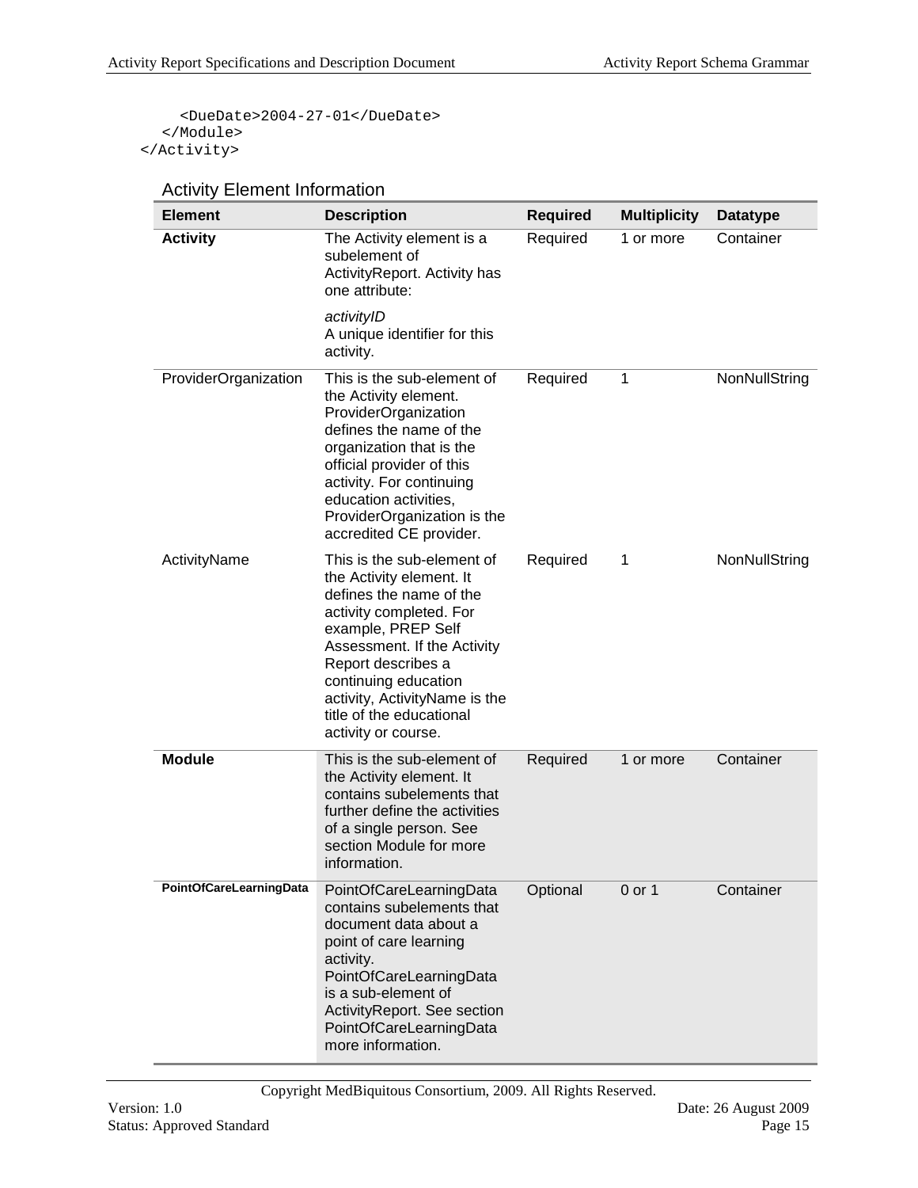```
      <DueDate>2004-27-01</DueDate>
    </Module>
  </Activity>
```

### Activity Element Information

| Element | Description | Required | Multiplicity | Datatype |
|---|---|---|---|---|
| **Activity** | The Activity element is a subelement of ActivityReport. Activity has one attribute:<br><br>*activityID*<br>A unique identifier for this activity. | Required | 1 or more | Container |
| ProviderOrganization | This is the sub-element of the Activity element. ProviderOrganization defines the name of the organization that is the official provider of this activity. For continuing education activities, ProviderOrganization is the accredited CE provider. | Required | 1 | NonNullString |
| ActivityName | This is the sub-element of the Activity element. It defines the name of the activity completed. For example, PREP Self Assessment. If the Activity Report describes a continuing education activity, ActivityName is the title of the educational activity or course. | Required | 1 | NonNullString |
| **Module** | This is the sub-element of the Activity element. It contains subelements that further define the activities of a single person. See section Module for more information. | Required | 1 or more | Container |
| **PointOfCareLearningData** | PointOfCareLearningData contains subelements that document data about a point of care learning activity. PointOfCareLearningData is a sub-element of ActivityReport. See section PointOfCareLearningData more information. | Optional | 0 or 1 | Container |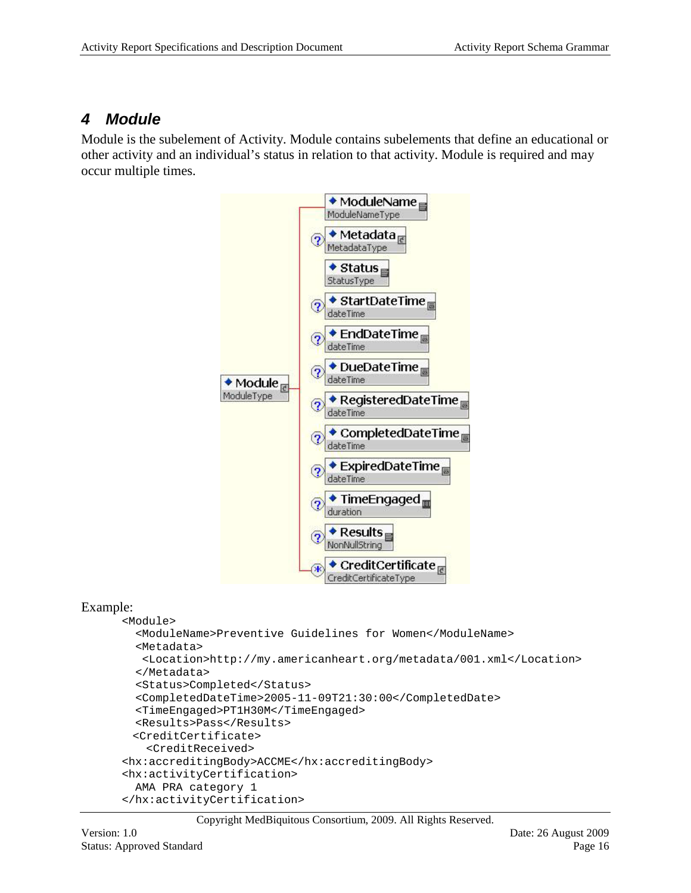# 4 Module

Module is the subelement of Activity. Module contains subelements that define an educational or other activity and an individual's status in relation to that activity. Module is required and may occur multiple times.

Example:

```
<Module>
  <ModuleName>Preventive Guidelines for Women</ModuleName>
  <Metadata>
   <Location>http://my.americanheart.org/metadata/001.xml</Location>
  </Metadata>
  <Status>Completed</Status>
  <CompletedDateTime>2005-11-09T21:30:00</CompletedDate>
  <TimeEngaged>PT1H30M</TimeEngaged>
  <Results>Pass</Results>
 <CreditCertificate>
   <CreditReceived>
<hx:accreditingBody>ACCME</hx:accreditingBody>
<hx:activityCertification>
  AMA PRA category 1
</hx:activityCertification>
```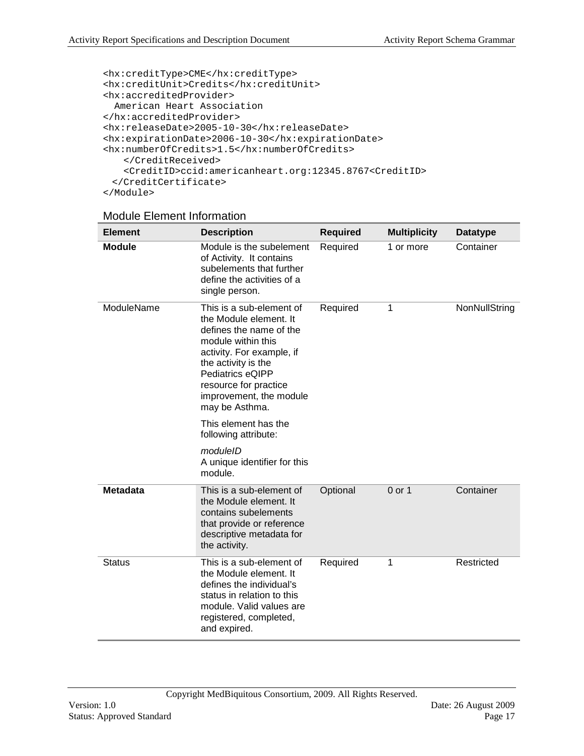```
<hx:creditType>CME</hx:creditType>
<hx:creditUnit>Credits</hx:creditUnit>
<hx:accreditedProvider>
  American Heart Association
</hx:accreditedProvider>
<hx:releaseDate>2005-10-30</hx:releaseDate>
<hx:expirationDate>2006-10-30</hx:expirationDate>
<hx:numberOfCredits>1.5</hx:numberOfCredits>
    </CreditReceived>
    <CreditID>ccid:americanheart.org:12345.8767<CreditID>
  </CreditCertificate>
</Module>
```

### Module Element Information

| Element | Description | Required | Multiplicity | Datatype |
|---|---|---|---|---|
| **Module** | Module is the subelement of Activity. It contains subelements that further define the activities of a single person. | Required | 1 or more | Container |
| ModuleName | This is a sub-element of the Module element. It defines the name of the module within this activity. For example, if the activity is the Pediatrics eQIPP resource for practice improvement, the module may be Asthma.<br><br>This element has the following attribute:<br><br>*moduleID*<br>A unique identifier for this module. | Required | 1 | NonNullString |
| **Metadata** | This is a sub-element of the Module element. It contains subelements that provide or reference descriptive metadata for the activity. | Optional | 0 or 1 | Container |
| Status | This is a sub-element of the Module element. It defines the individual's status in relation to this module. Valid values are registered, completed, and expired. | Required | 1 | Restricted |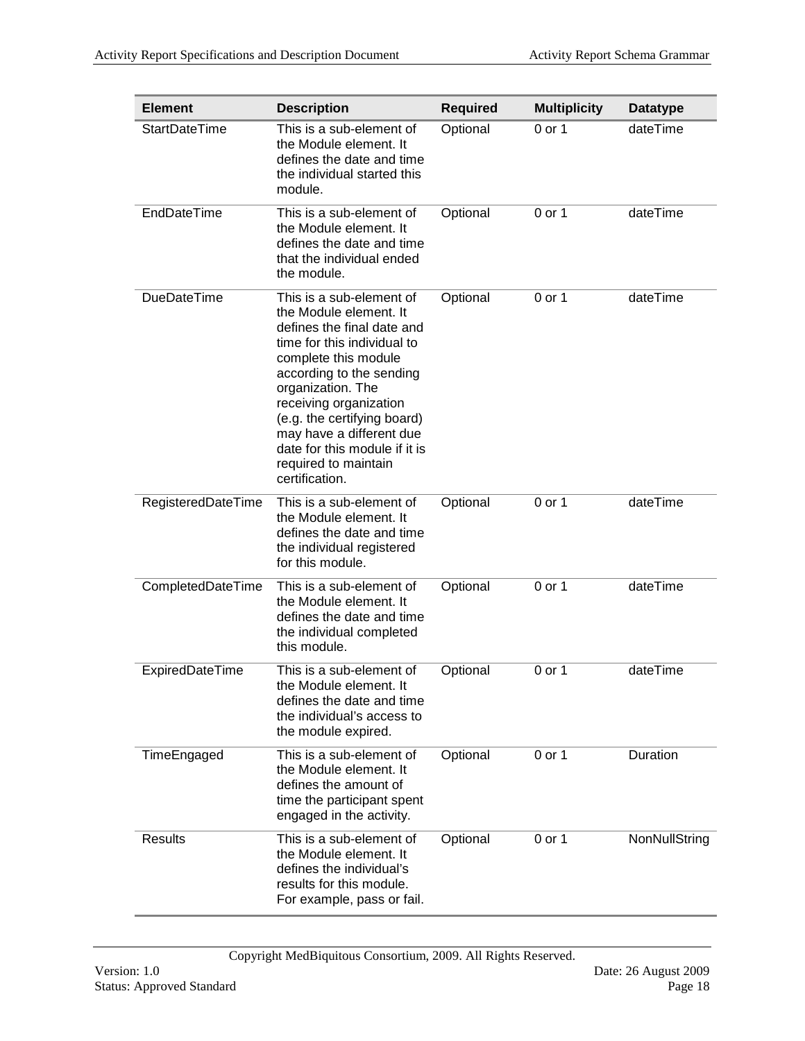| Element | Description | Required | Multiplicity | Datatype |
|---|---|---|---|---|
| StartDateTime | This is a sub-element of the Module element. It defines the date and time the individual started this module. | Optional | 0 or 1 | dateTime |
| EndDateTime | This is a sub-element of the Module element. It defines the date and time that the individual ended the module. | Optional | 0 or 1 | dateTime |
| DueDateTime | This is a sub-element of the Module element. It defines the final date and time for this individual to complete this module according to the sending organization. The receiving organization (e.g. the certifying board) may have a different due date for this module if it is required to maintain certification. | Optional | 0 or 1 | dateTime |
| RegisteredDateTime | This is a sub-element of the Module element. It defines the date and time the individual registered for this module. | Optional | 0 or 1 | dateTime |
| CompletedDateTime | This is a sub-element of the Module element. It defines the date and time the individual completed this module. | Optional | 0 or 1 | dateTime |
| ExpiredDateTime | This is a sub-element of the Module element. It defines the date and time the individual's access to the module expired. | Optional | 0 or 1 | dateTime |
| TimeEngaged | This is a sub-element of the Module element. It defines the amount of time the participant spent engaged in the activity. | Optional | 0 or 1 | Duration |
| Results | This is a sub-element of the Module element. It defines the individual's results for this module. For example, pass or fail. | Optional | 0 or 1 | NonNullString |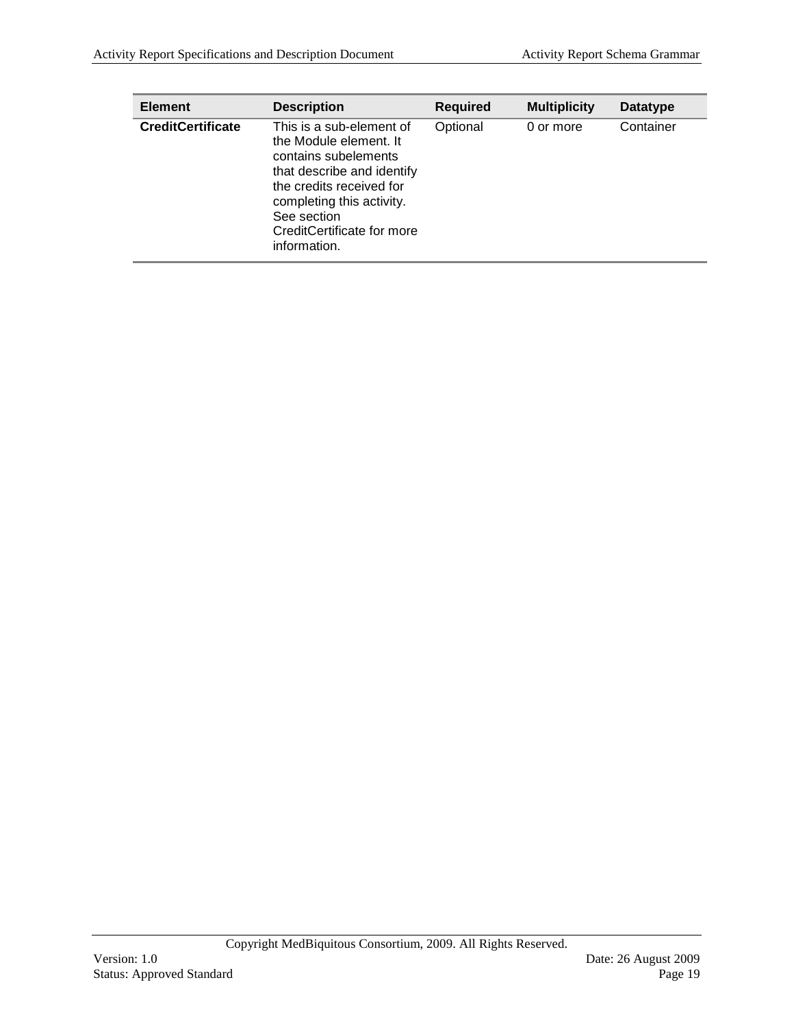| Element | Description | Required | Multiplicity | Datatype |
| --- | --- | --- | --- | --- |
| **CreditCertificate** | This is a sub-element of the Module element. It contains subelements that describe and identify the credits received for completing this activity. See section CreditCertificate for more information. | Optional | 0 or more | Container |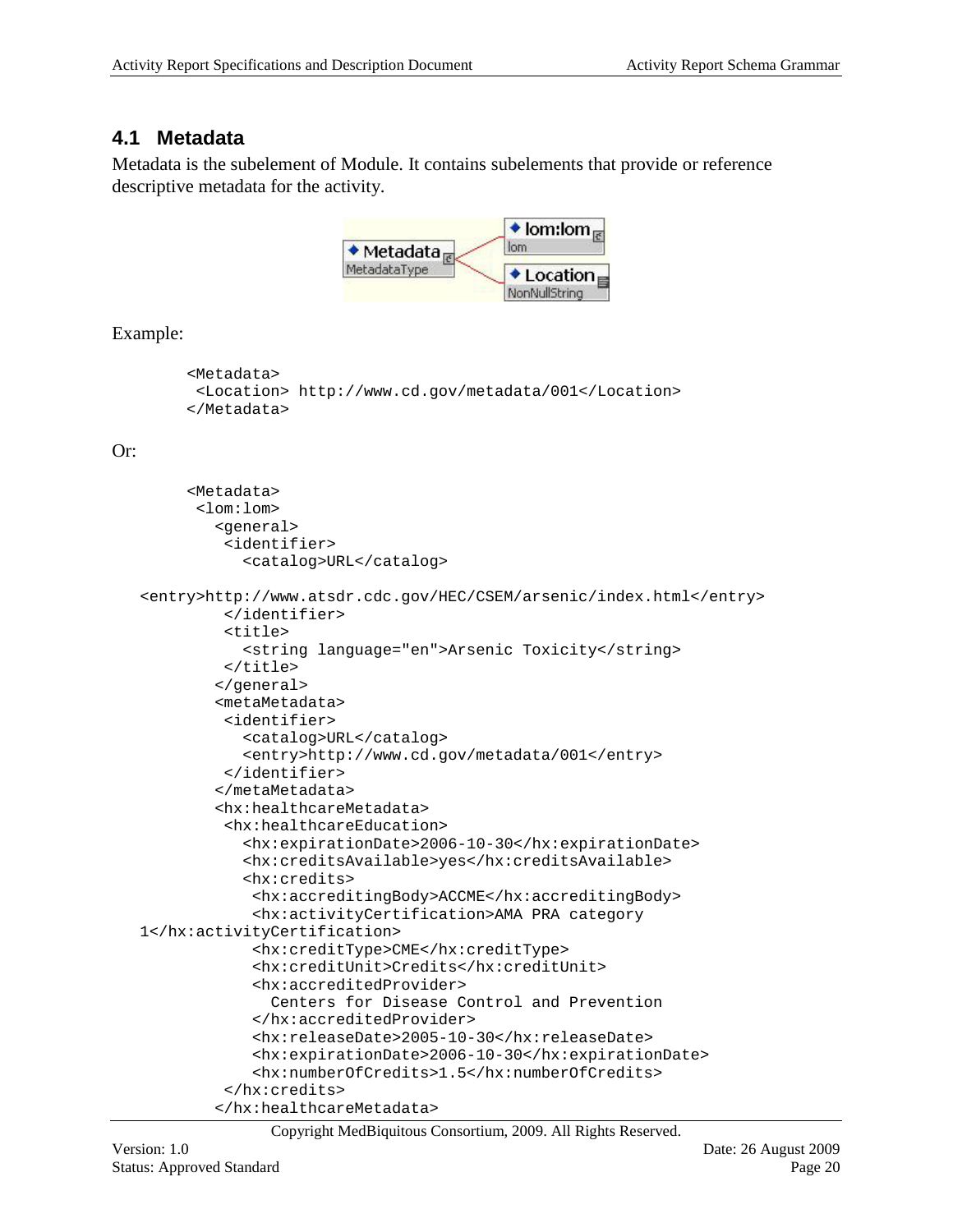## 4.1 Metadata

Metadata is the subelement of Module. It contains subelements that provide or reference descriptive metadata for the activity.

Example:

```
<Metadata>
 <Location> http://www.cd.gov/metadata/001</Location>
</Metadata>
```

Or:

```
<Metadata>
 <lom:lom>
   <general>
    <identifier>
      <catalog>URL</catalog>
      <entry>http://www.atsdr.cdc.gov/HEC/CSEM/arsenic/index.html</entry>
    </identifier>
    <title>
      <string language="en">Arsenic Toxicity</string>
    </title>
   </general>
   <metaMetadata>
    <identifier>
      <catalog>URL</catalog>
      <entry>http://www.cd.gov/metadata/001</entry>
    </identifier>
   </metaMetadata>
   <hx:healthcareMetadata>
    <hx:healthcareEducation>
      <hx:expirationDate>2006-10-30</hx:expirationDate>
      <hx:creditsAvailable>yes</hx:creditsAvailable>
      <hx:credits>
       <hx:accreditingBody>ACCME</hx:accreditingBody>
       <hx:activityCertification>AMA PRA category 1</hx:activityCertification>
       <hx:creditType>CME</hx:creditType>
       <hx:creditUnit>Credits</hx:creditUnit>
       <hx:accreditedProvider>
         Centers for Disease Control and Prevention
       </hx:accreditedProvider>
       <hx:releaseDate>2005-10-30</hx:releaseDate>
       <hx:expirationDate>2006-10-30</hx:expirationDate>
       <hx:numberOfCredits>1.5</hx:numberOfCredits>
    </hx:credits>
   </hx:healthcareMetadata>
```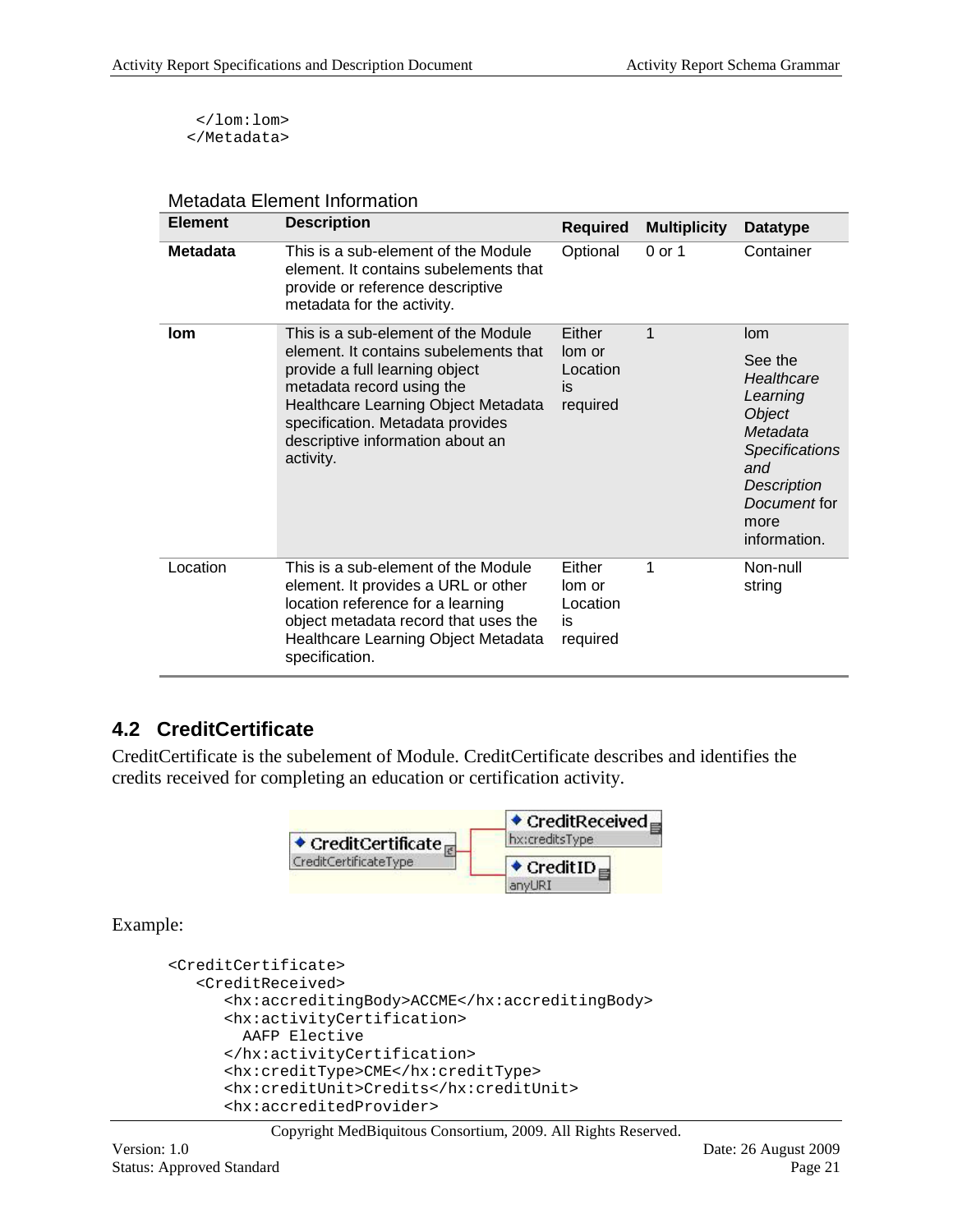```
  </lom:lom>
</Metadata>
```

Metadata Element Information

| Element | Description | Required | Multiplicity | Datatype |
|---|---|---|---|---|
| **Metadata** | This is a sub-element of the Module element. It contains subelements that provide or reference descriptive metadata for the activity. | Optional | 0 or 1 | Container |
| **lom** | This is a sub-element of the Module element. It contains subelements that provide a full learning object metadata record using the Healthcare Learning Object Metadata specification. Metadata provides descriptive information about an activity. | Either lom or Location is required | 1 | lom<br>See the *Healthcare Learning Object Metadata Specifications and Description Document* for more information. |
| Location | This is a sub-element of the Module element. It provides a URL or other location reference for a learning object metadata record that uses the Healthcare Learning Object Metadata specification. | Either lom or Location is required | 1 | Non-null string |

## 4.2 CreditCertificate

CreditCertificate is the subelement of Module. CreditCertificate describes and identifies the credits received for completing an education or certification activity.

Example:

```
<CreditCertificate>
   <CreditReceived>
      <hx:accreditingBody>ACCME</hx:accreditingBody>
      <hx:activityCertification>
        AAFP Elective
      </hx:activityCertification>
      <hx:creditType>CME</hx:creditType>
      <hx:creditUnit>Credits</hx:creditUnit>
      <hx:accreditedProvider>
```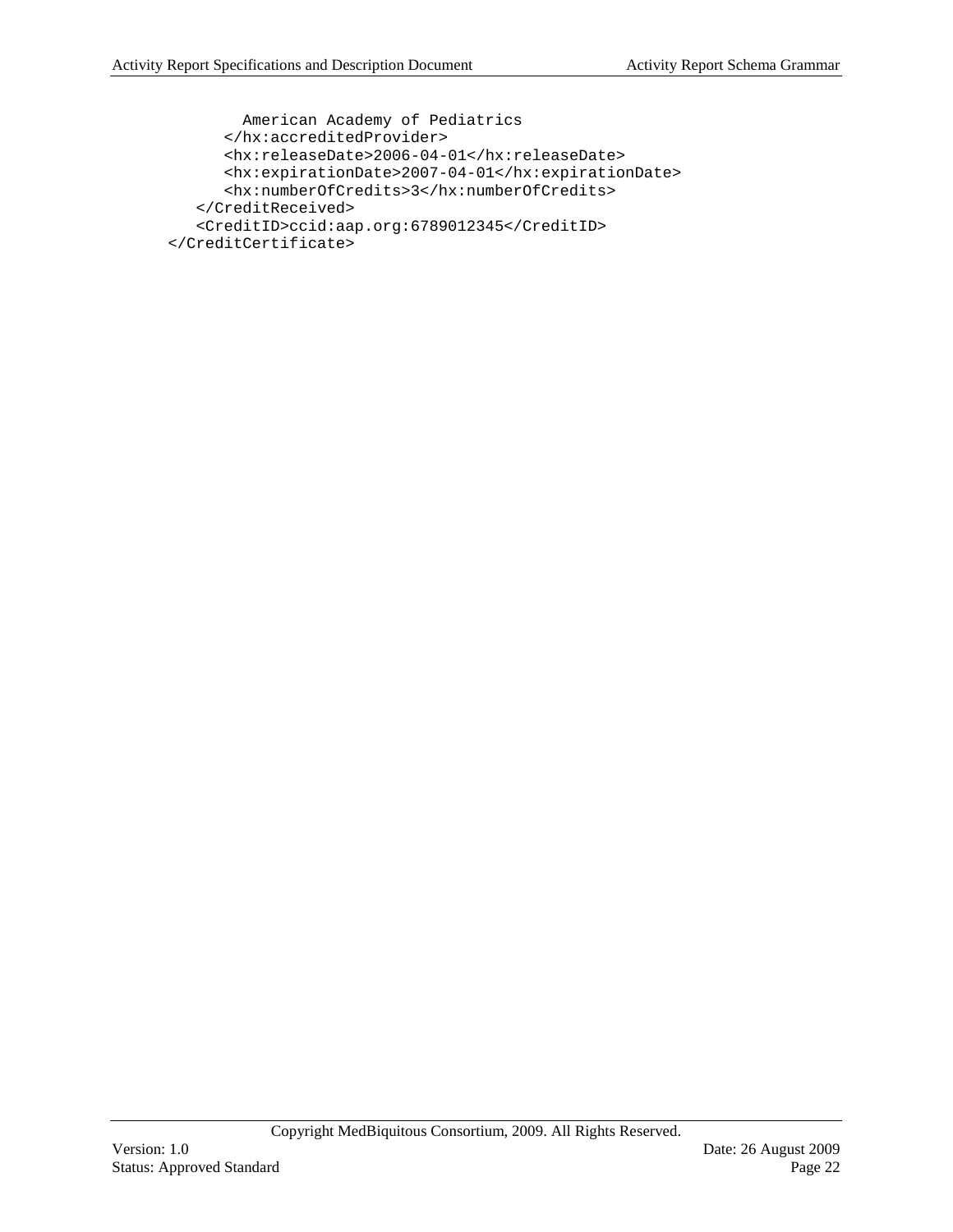```
            American Academy of Pediatrics
          </hx:accreditedProvider>
          <hx:releaseDate>2006-04-01</hx:releaseDate>
          <hx:expirationDate>2007-04-01</hx:expirationDate>
          <hx:numberOfCredits>3</hx:numberOfCredits>
       </CreditReceived>
       <CreditID>ccid:aap.org:6789012345</CreditID>
    </CreditCertificate>
```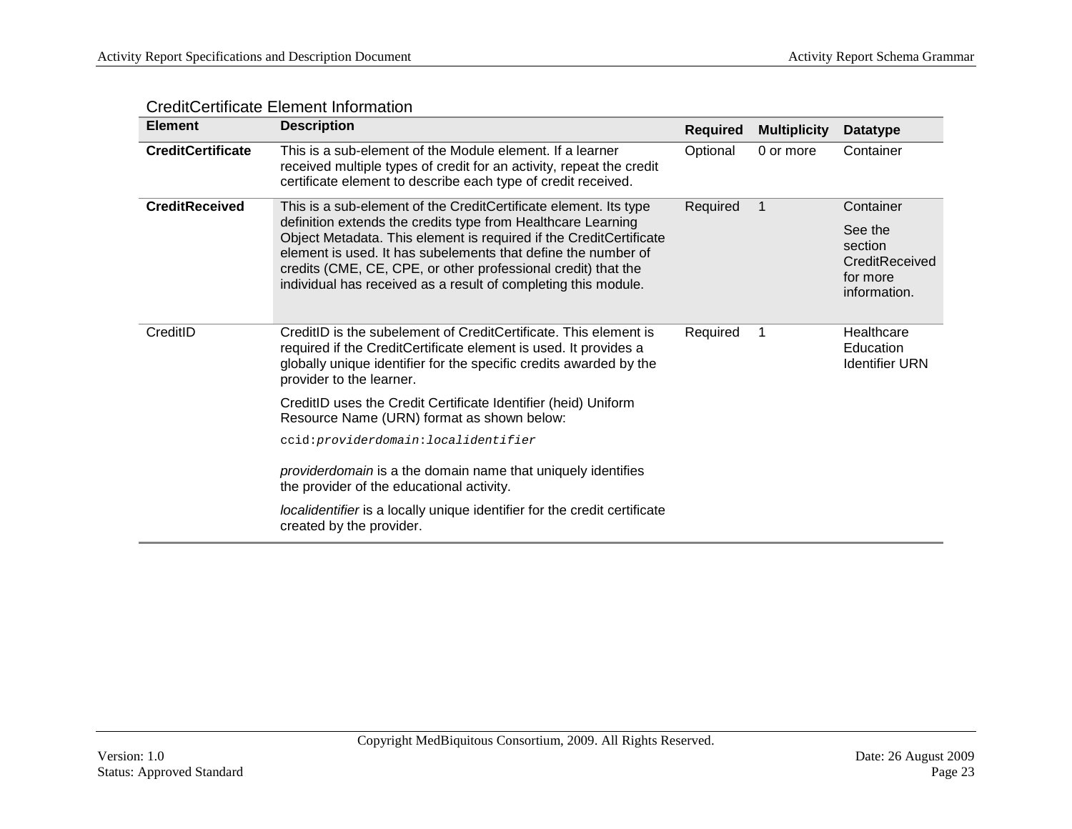CreditCertificate Element Information

| Element | Description | Required | Multiplicity | Datatype |
|---|---|---|---|---|
| **CreditCertificate** | This is a sub-element of the Module element. If a learner received multiple types of credit for an activity, repeat the credit certificate element to describe each type of credit received. | Optional | 0 or more | Container |
| **CreditReceived** | This is a sub-element of the CreditCertificate element. Its type definition extends the credits type from Healthcare Learning Object Metadata. This element is required if the CreditCertificate element is used. It has subelements that define the number of credits (CME, CE, CPE, or other professional credit) that the individual has received as a result of completing this module. | Required | 1 | Container<br><br>See the section CreditReceived for more information. |
| CreditID | CreditID is the subelement of CreditCertificate. This element is required if the CreditCertificate element is used. It provides a globally unique identifier for the specific credits awarded by the provider to the learner.<br><br>CreditID uses the Credit Certificate Identifier (heid) Uniform Resource Name (URN) format as shown below:<br><br>`ccid:`*`providerdomain`*`:`*`localidentifier`*<br><br>*providerdomain* is a the domain name that uniquely identifies the provider of the educational activity.<br><br>*localidentifier* is a locally unique identifier for the credit certificate created by the provider. | Required | 1 | Healthcare Education Identifier URN |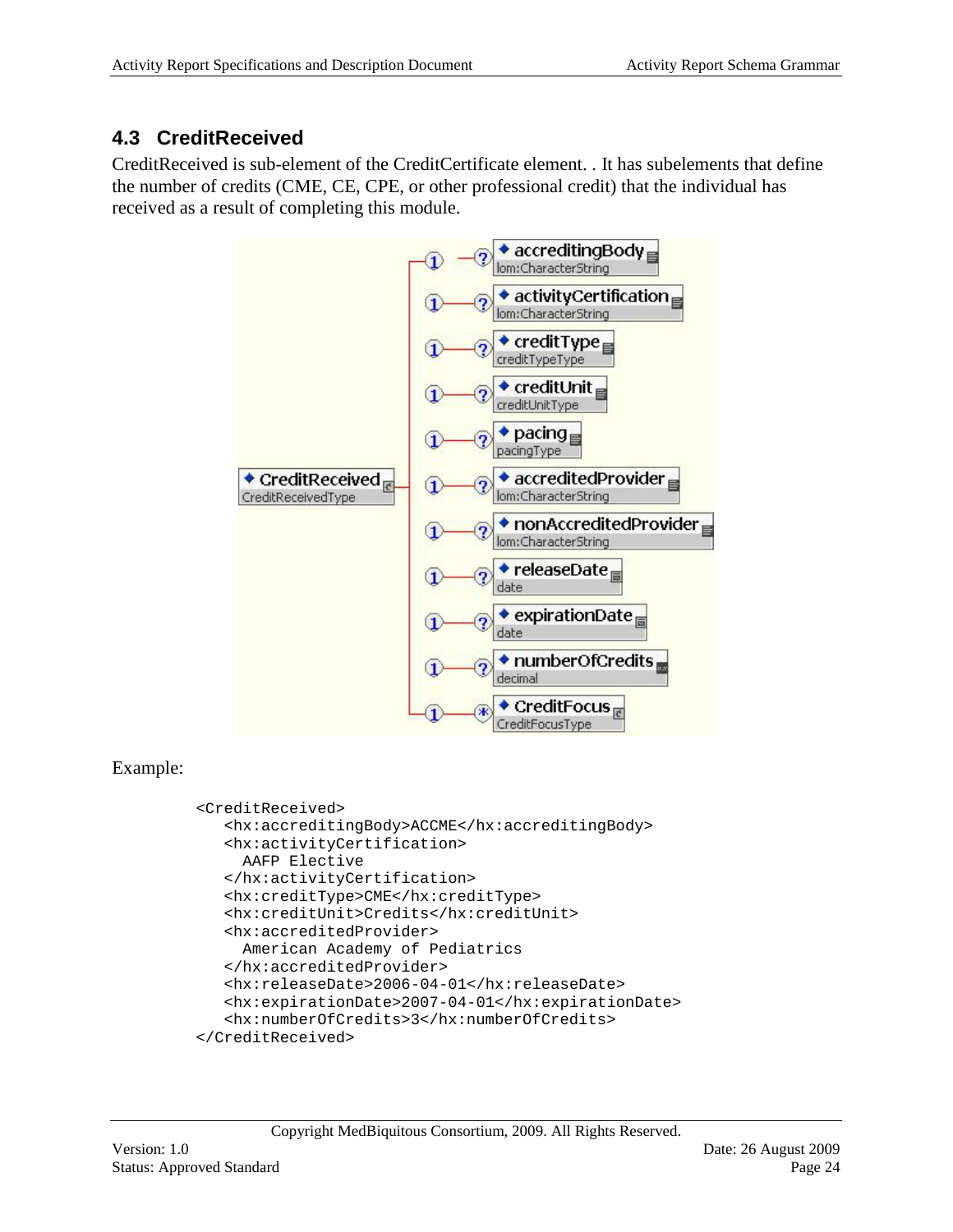## 4.3 CreditReceived

CreditReceived is sub-element of the CreditCertificate element. . It has subelements that define the number of credits (CME, CE, CPE, or other professional credit) that the individual has received as a result of completing this module.

Example:

```
<CreditReceived>
   <hx:accreditingBody>ACCME</hx:accreditingBody>
   <hx:activityCertification>
     AAFP Elective
   </hx:activityCertification>
   <hx:creditType>CME</hx:creditType>
   <hx:creditUnit>Credits</hx:creditUnit>
   <hx:accreditedProvider>
     American Academy of Pediatrics
   </hx:accreditedProvider>
   <hx:releaseDate>2006-04-01</hx:releaseDate>
   <hx:expirationDate>2007-04-01</hx:expirationDate>
   <hx:numberOfCredits>3</hx:numberOfCredits>
</CreditReceived>
```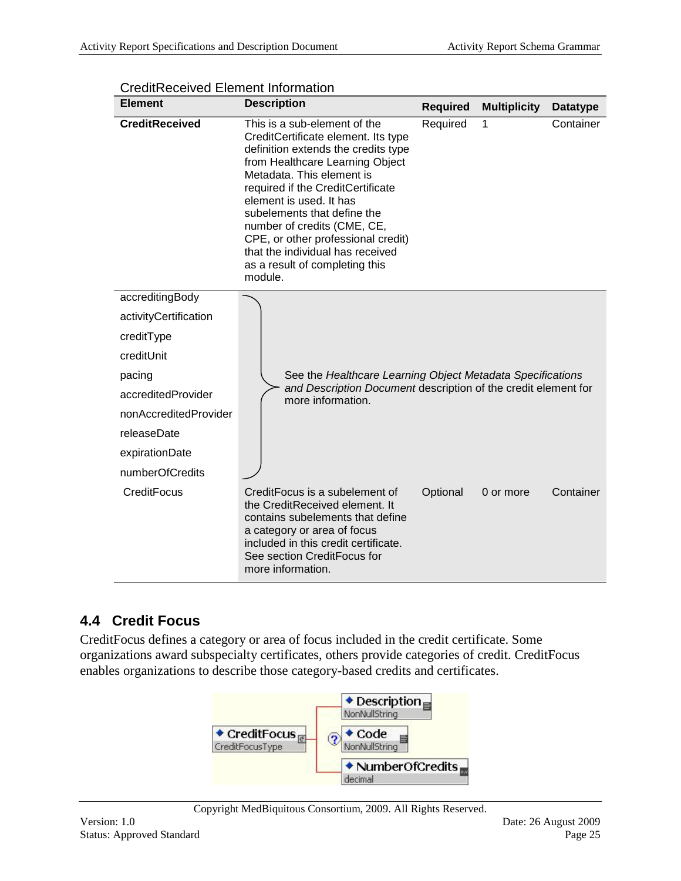CreditReceived Element Information

| Element | Description | Required | Multiplicity | Datatype |
|---|---|---|---|---|
| **CreditReceived** | This is a sub-element of the CreditCertificate element. Its type definition extends the credits type from Healthcare Learning Object Metadata. This element is required if the CreditCertificate element is used. It has subelements that define the number of credits (CME, CE, CPE, or other professional credit) that the individual has received as a result of completing this module. | Required | 1 | Container |
| accreditingBody<br>activityCertification<br>creditType<br>creditUnit<br>pacing<br>accreditedProvider<br>nonAccreditedProvider<br>releaseDate<br>expirationDate<br>numberOfCredits | See the *Healthcare Learning Object Metadata Specifications and Description Document* description of the credit element for more information. | | | |
| CreditFocus | CreditFocus is a subelement of the CreditReceived element. It contains subelements that define a category or area of focus included in this credit certificate. See section CreditFocus for more information. | Optional | 0 or more | Container |

## 4.4 Credit Focus

CreditFocus defines a category or area of focus included in the credit certificate. Some organizations award subspecialty certificates, others provide categories of credit. CreditFocus enables organizations to describe those category-based credits and certificates.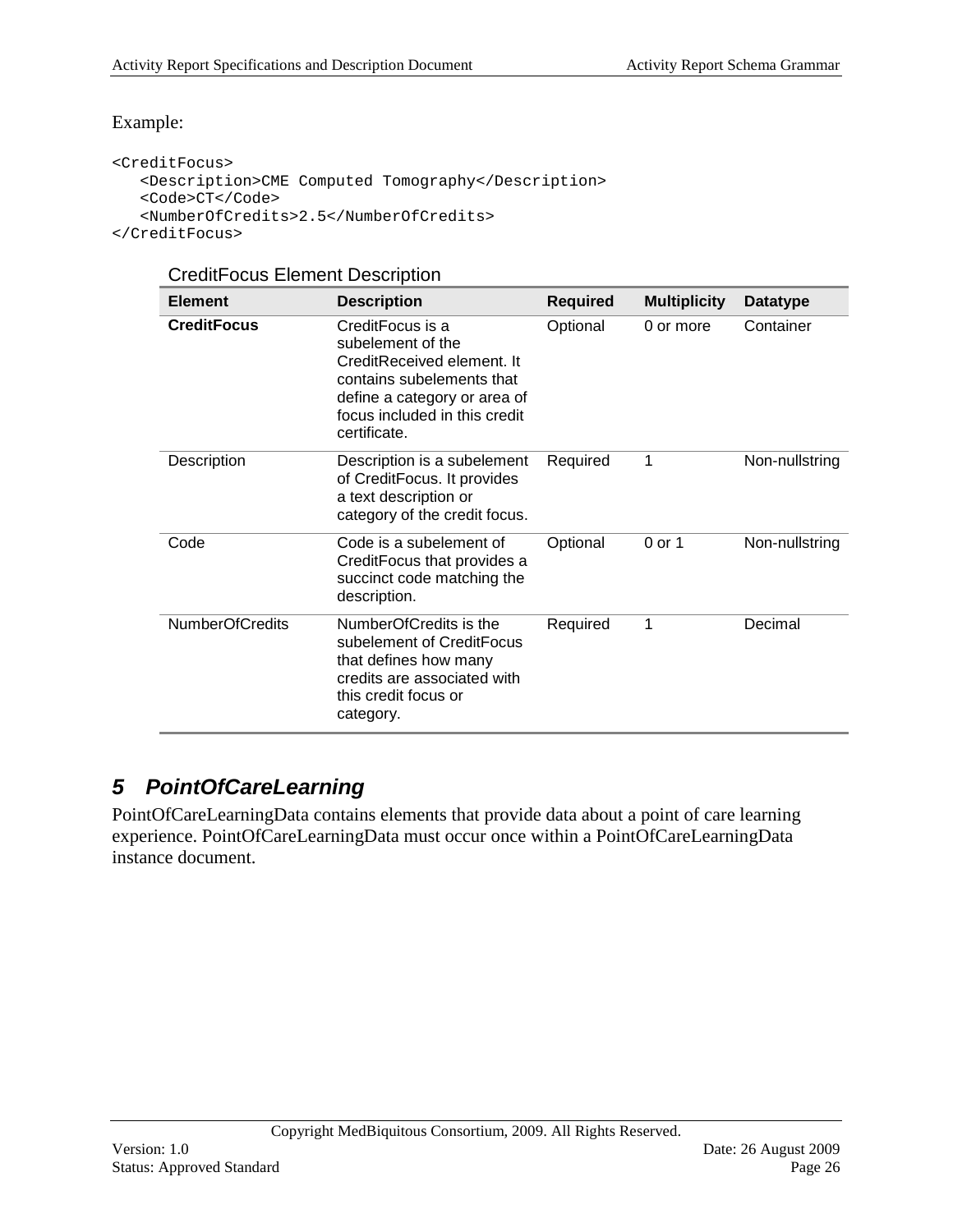Example:

```
<CreditFocus>
   <Description>CME Computed Tomography</Description>
   <Code>CT</Code>
   <NumberOfCredits>2.5</NumberOfCredits>
</CreditFocus>
```

CreditFocus Element Description

| Element | Description | Required | Multiplicity | Datatype |
|---|---|---|---|---|
| **CreditFocus** | CreditFocus is a subelement of the CreditReceived element. It contains subelements that define a category or area of focus included in this credit certificate. | Optional | 0 or more | Container |
| Description | Description is a subelement of CreditFocus. It provides a text description or category of the credit focus. | Required | 1 | Non-nullstring |
| Code | Code is a subelement of CreditFocus that provides a succinct code matching the description. | Optional | 0 or 1 | Non-nullstring |
| NumberOfCredits | NumberOfCredits is the subelement of CreditFocus that defines how many credits are associated with this credit focus or category. | Required | 1 | Decimal |

# 5 PointOfCareLearning

PointOfCareLearningData contains elements that provide data about a point of care learning experience. PointOfCareLearningData must occur once within a PointOfCareLearningData instance document.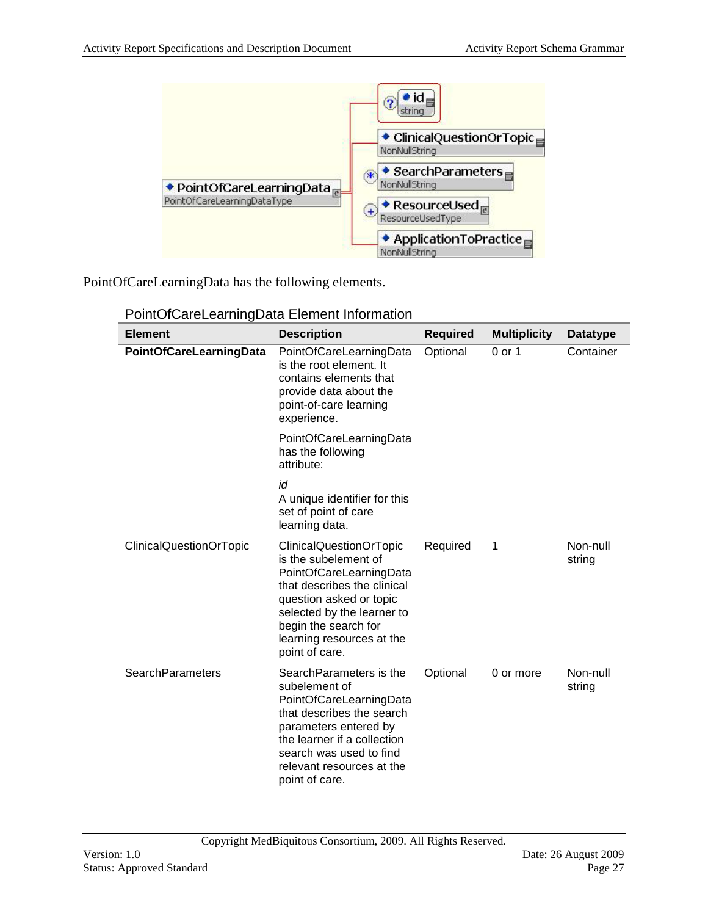PointOfCareLearningData has the following elements.

PointOfCareLearningData Element Information

| Element | Description | Required | Multiplicity | Datatype |
|---|---|---|---|---|
| **PointOfCareLearningData** | PointOfCareLearningData is the root element. It contains elements that provide data about the point-of-care learning experience.<br><br>PointOfCareLearningData has the following attribute:<br><br>*id*<br>A unique identifier for this set of point of care learning data. | Optional | 0 or 1 | Container |
| ClinicalQuestionOrTopic | ClinicalQuestionOrTopic is the subelement of PointOfCareLearningData that describes the clinical question asked or topic selected by the learner to begin the search for learning resources at the point of care. | Required | 1 | Non-null string |
| SearchParameters | SearchParameters is the subelement of PointOfCareLearningData that describes the search parameters entered by the learner if a collection search was used to find relevant resources at the point of care. | Optional | 0 or more | Non-null string |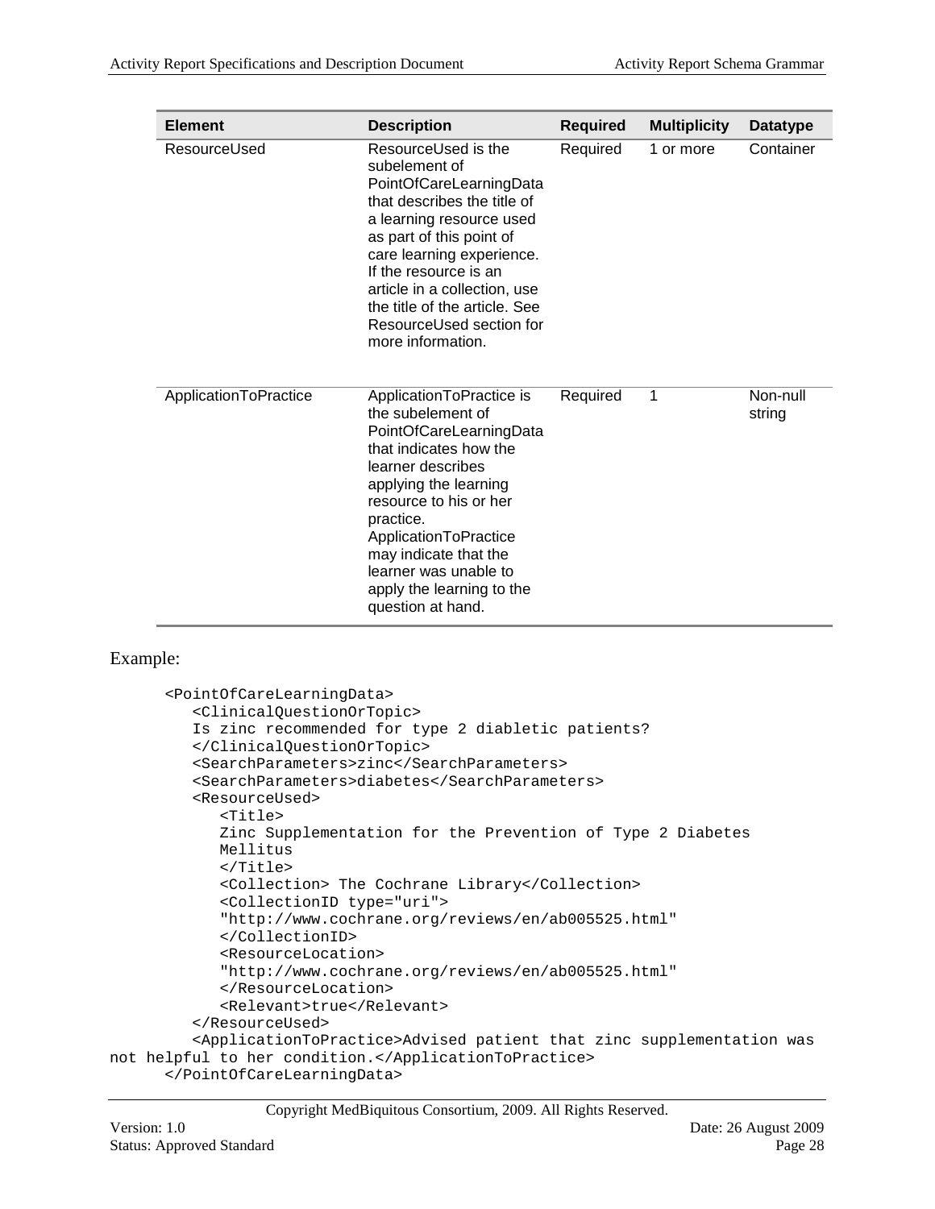| Element | Description | Required | Multiplicity | Datatype |
| --- | --- | --- | --- | --- |
| ResourceUsed | ResourceUsed is the subelement of PointOfCareLearningData that describes the title of a learning resource used as part of this point of care learning experience. If the resource is an article in a collection, use the title of the article. See ResourceUsed section for more information. | Required | 1 or more | Container |
| ApplicationToPractice | ApplicationToPractice is the subelement of PointOfCareLearningData that indicates how the learner describes applying the learning resource to his or her practice. ApplicationToPractice may indicate that the learner was unable to apply the learning to the question at hand. | Required | 1 | Non-null string |

Example:

```
<PointOfCareLearningData>
   <ClinicalQuestionOrTopic>
   Is zinc recommended for type 2 diabletic patients?
   </ClinicalQuestionOrTopic>
   <SearchParameters>zinc</SearchParameters>
   <SearchParameters>diabetes</SearchParameters>
   <ResourceUsed>
      <Title>
      Zinc Supplementation for the Prevention of Type 2 Diabetes
      Mellitus
      </Title>
      <Collection> The Cochrane Library</Collection>
      <CollectionID type="uri">
      "http://www.cochrane.org/reviews/en/ab005525.html"
      </CollectionID>
      <ResourceLocation>
      "http://www.cochrane.org/reviews/en/ab005525.html"
      </ResourceLocation>
      <Relevant>true</Relevant>
   </ResourceUsed>
   <ApplicationToPractice>Advised patient that zinc supplementation was
not helpful to her condition.</ApplicationToPractice>
</PointOfCareLearningData>
```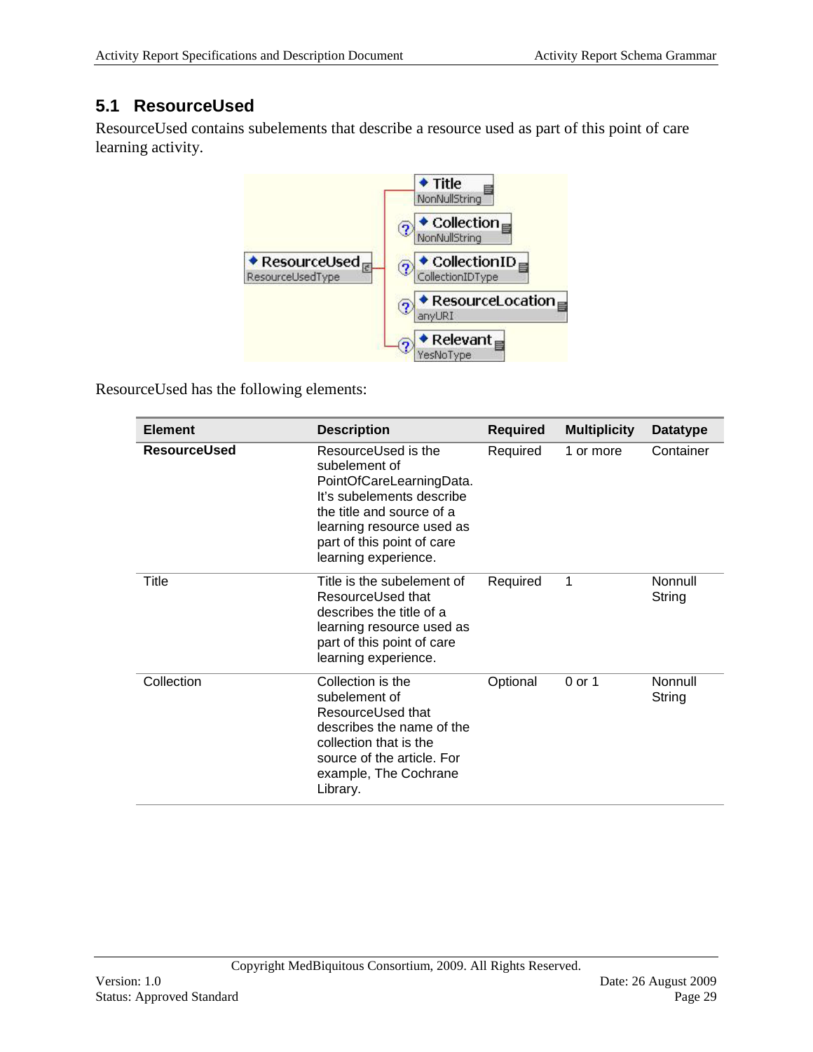## 5.1 ResourceUsed

ResourceUsed contains subelements that describe a resource used as part of this point of care learning activity.

ResourceUsed has the following elements:

| Element | Description | Required | Multiplicity | Datatype |
|---|---|---|---|---|
| **ResourceUsed** | ResourceUsed is the subelement of PointOfCareLearningData. It's subelements describe the title and source of a learning resource used as part of this point of care learning experience. | Required | 1 or more | Container |
| Title | Title is the subelement of ResourceUsed that describes the title of a learning resource used as part of this point of care learning experience. | Required | 1 | Nonnull String |
| Collection | Collection is the subelement of ResourceUsed that describes the name of the collection that is the source of the article. For example, The Cochrane Library. | Optional | 0 or 1 | Nonnull String |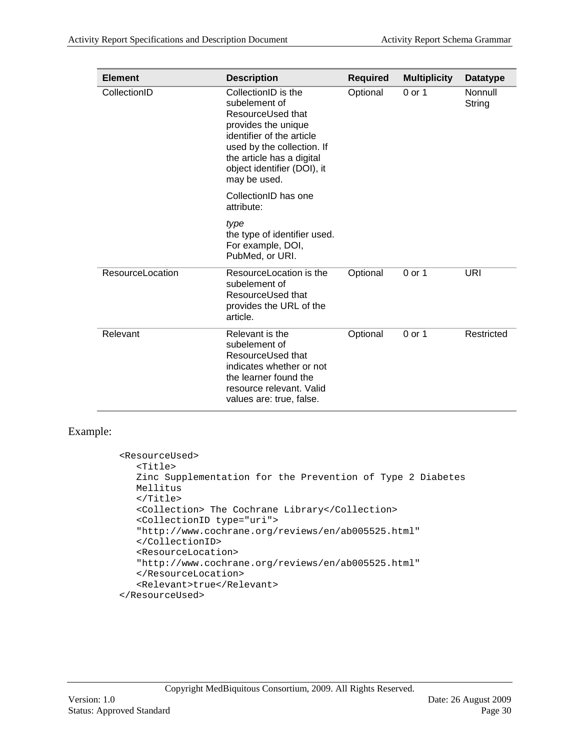| Element | Description | Required | Multiplicity | Datatype |
| --- | --- | --- | --- | --- |
| CollectionID | CollectionID is the subelement of ResourceUsed that provides the unique identifier of the article used by the collection. If the article has a digital object identifier (DOI), it may be used.<br><br>CollectionID has one attribute:<br><br>*type*<br>the type of identifier used. For example, DOI, PubMed, or URI. | Optional | 0 or 1 | Nonnull String |
| ResourceLocation | ResourceLocation is the subelement of ResourceUsed that provides the URL of the article. | Optional | 0 or 1 | URI |
| Relevant | Relevant is the subelement of ResourceUsed that indicates whether or not the learner found the resource relevant. Valid values are: true, false. | Optional | 0 or 1 | Restricted |

Example:

```
<ResourceUsed>
   <Title>
   Zinc Supplementation for the Prevention of Type 2 Diabetes
   Mellitus
   </Title>
   <Collection> The Cochrane Library</Collection>
   <CollectionID type="uri">
   "http://www.cochrane.org/reviews/en/ab005525.html"
   </CollectionID>
   <ResourceLocation>
   "http://www.cochrane.org/reviews/en/ab005525.html"
   </ResourceLocation>
   <Relevant>true</Relevant>
</ResourceUsed>
```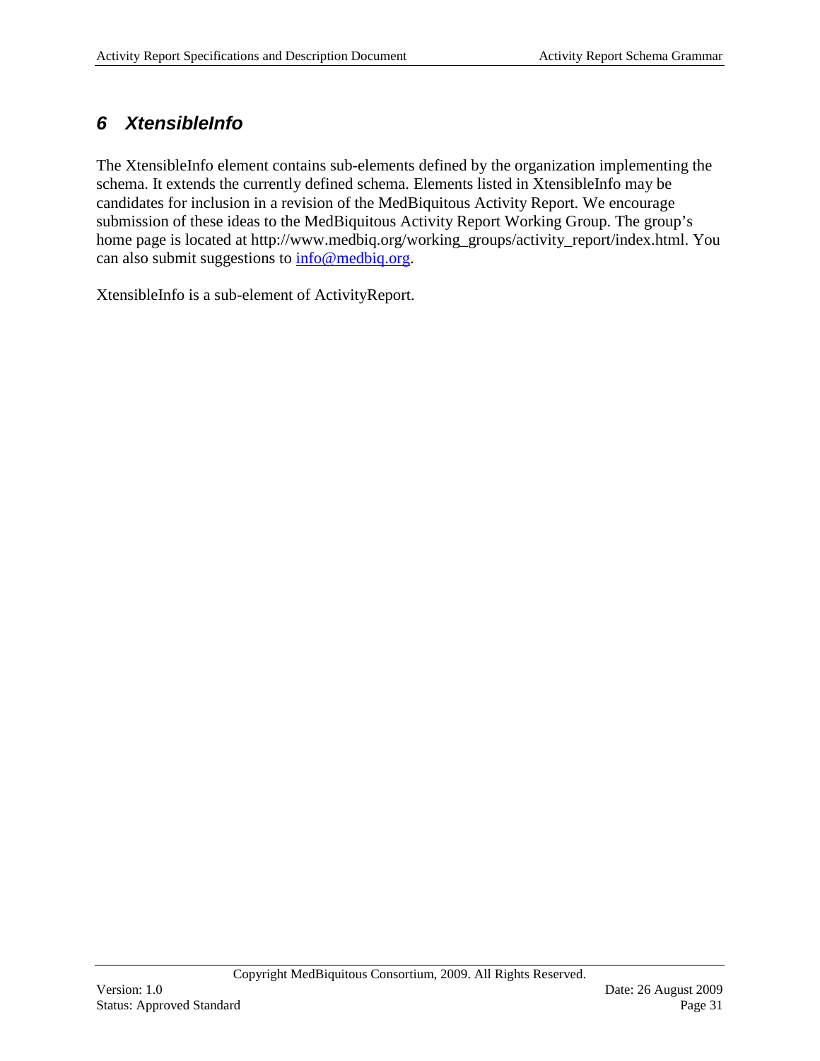## 6 XtensibleInfo

The XtensibleInfo element contains sub-elements defined by the organization implementing the schema. It extends the currently defined schema. Elements listed in XtensibleInfo may be candidates for inclusion in a revision of the MedBiquitous Activity Report. We encourage submission of these ideas to the MedBiquitous Activity Report Working Group. The group's home page is located at http://www.medbiq.org/working_groups/activity_report/index.html. You can also submit suggestions to info@medbiq.org.

XtensibleInfo is a sub-element of ActivityReport.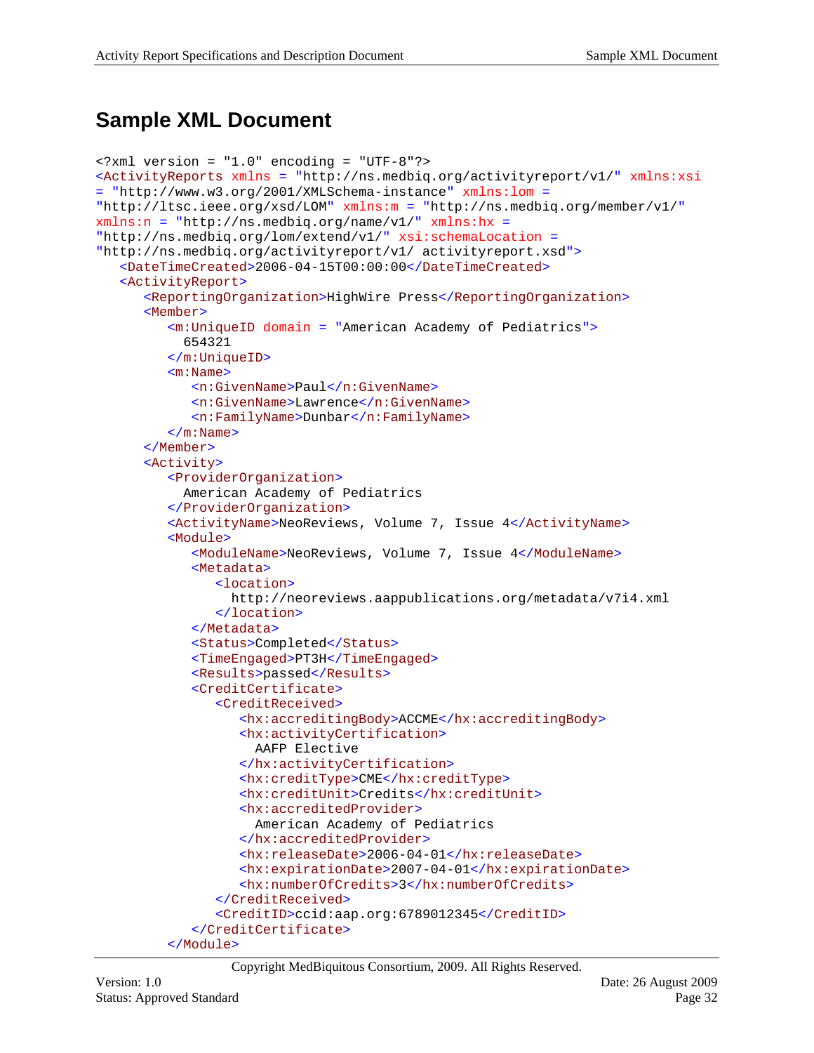# Sample XML Document

```xml
<?xml version = "1.0" encoding = "UTF-8"?>
<ActivityReports xmlns = "http://ns.medbiq.org/activityreport/v1/" xmlns:xsi
= "http://www.w3.org/2001/XMLSchema-instance" xmlns:lom =
"http://ltsc.ieee.org/xsd/LOM" xmlns:m = "http://ns.medbiq.org/member/v1/"
xmlns:n = "http://ns.medbiq.org/name/v1/" xmlns:hx =
"http://ns.medbiq.org/lom/extend/v1/" xsi:schemaLocation =
"http://ns.medbiq.org/activityreport/v1/ activityreport.xsd">
   <DateTimeCreated>2006-04-15T00:00:00</DateTimeCreated>
   <ActivityReport>
      <ReportingOrganization>HighWire Press</ReportingOrganization>
      <Member>
         <m:UniqueID domain = "American Academy of Pediatrics">
           654321
         </m:UniqueID>
         <m:Name>
            <n:GivenName>Paul</n:GivenName>
            <n:GivenName>Lawrence</n:GivenName>
            <n:FamilyName>Dunbar</n:FamilyName>
         </m:Name>
      </Member>
      <Activity>
         <ProviderOrganization>
           American Academy of Pediatrics
         </ProviderOrganization>
         <ActivityName>NeoReviews, Volume 7, Issue 4</ActivityName>
         <Module>
            <ModuleName>NeoReviews, Volume 7, Issue 4</ModuleName>
            <Metadata>
               <location>
                 http://neoreviews.aappublications.org/metadata/v7i4.xml
               </location>
            </Metadata>
            <Status>Completed</Status>
            <TimeEngaged>PT3H</TimeEngaged>
            <Results>passed</Results>
            <CreditCertificate>
               <CreditReceived>
                  <hx:accreditingBody>ACCME</hx:accreditingBody>
                  <hx:activityCertification>
                    AAFP Elective
                  </hx:activityCertification>
                  <hx:creditType>CME</hx:creditType>
                  <hx:creditUnit>Credits</hx:creditUnit>
                  <hx:accreditedProvider>
                    American Academy of Pediatrics
                  </hx:accreditedProvider>
                  <hx:releaseDate>2006-04-01</hx:releaseDate>
                  <hx:expirationDate>2007-04-01</hx:expirationDate>
                  <hx:numberOfCredits>3</hx:numberOfCredits>
               </CreditReceived>
               <CreditID>ccid:aap.org:6789012345</CreditID>
            </CreditCertificate>
         </Module>
```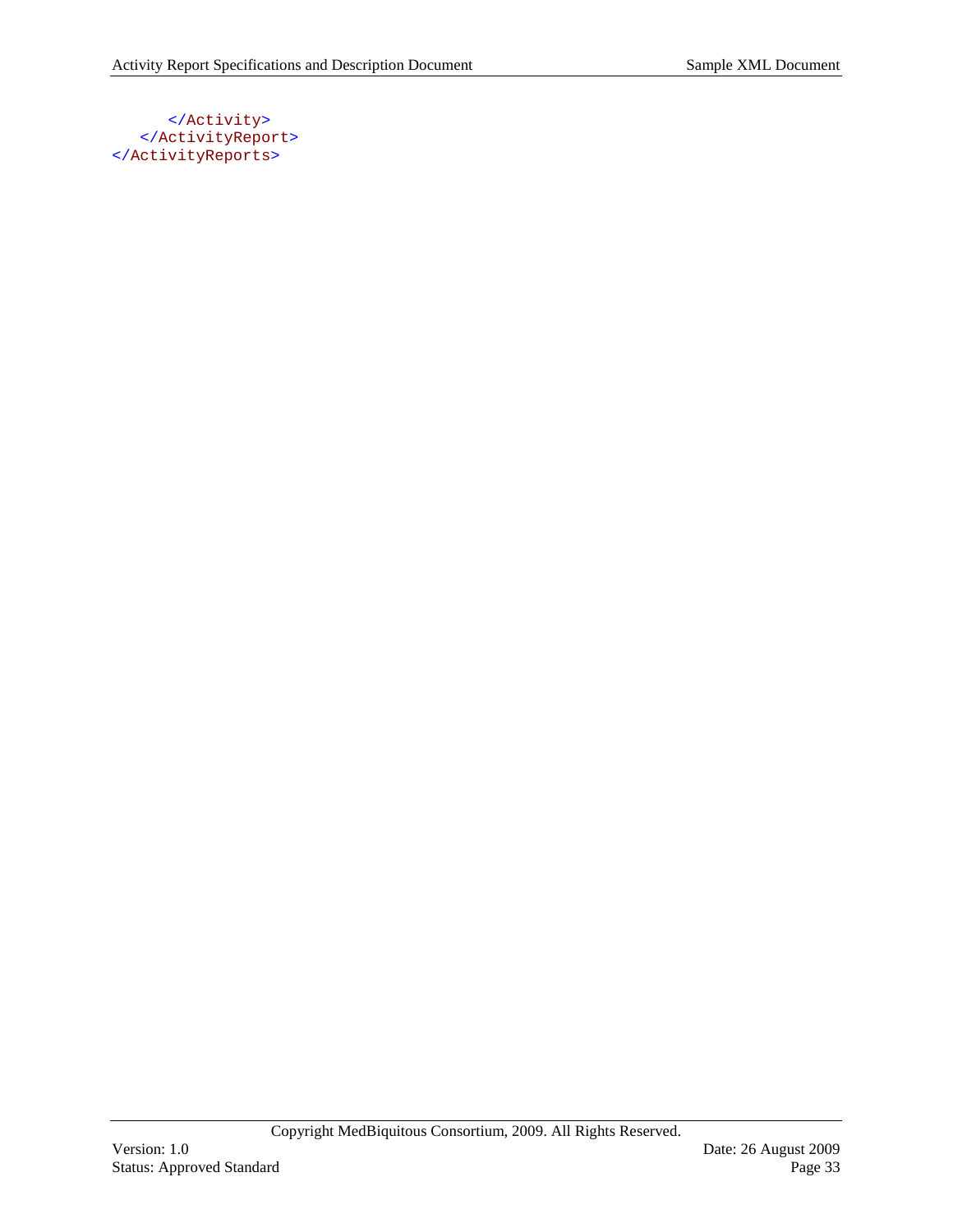```xml
      </Activity>
   </ActivityReport>
</ActivityReports>
```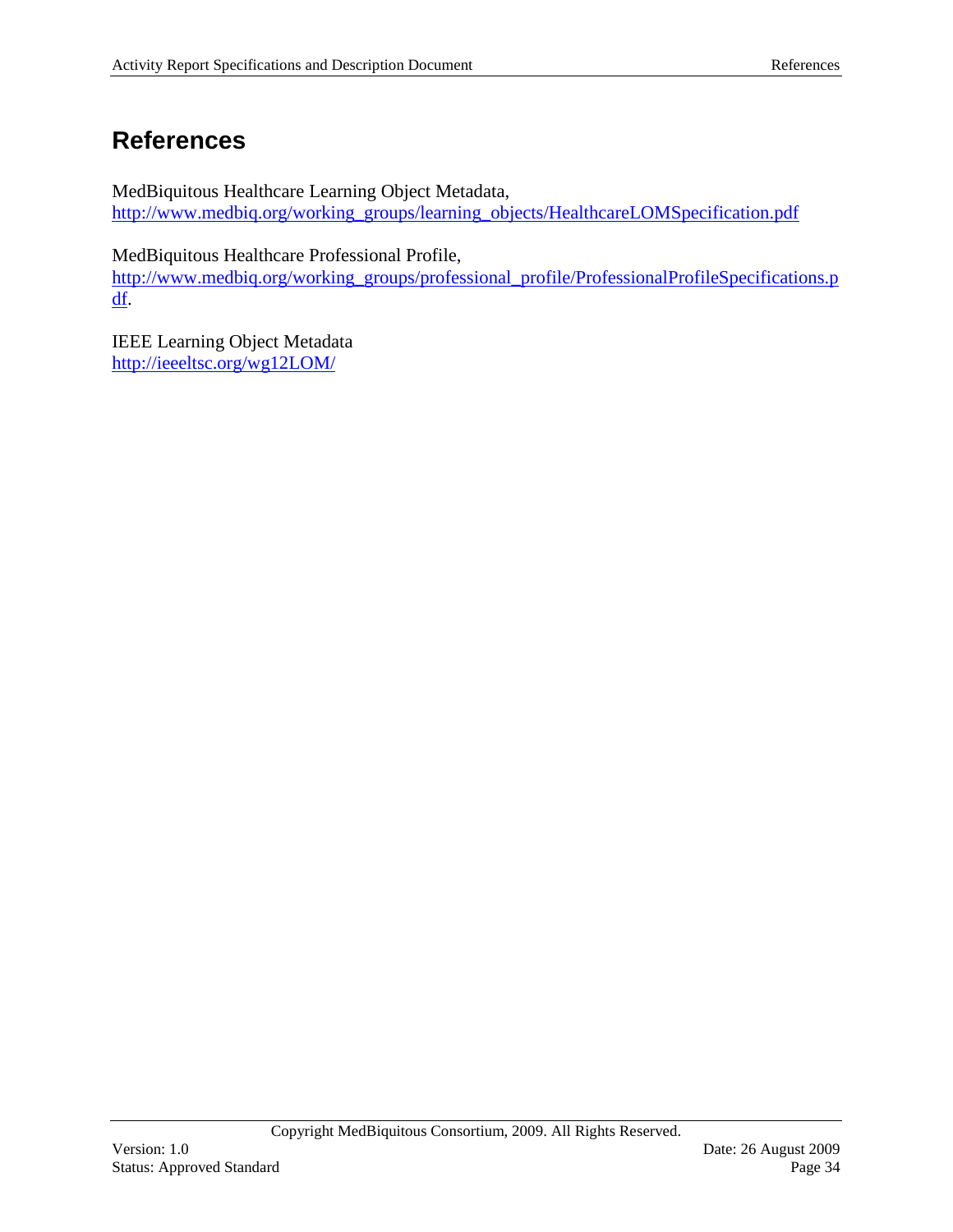# References

MedBiquitous Healthcare Learning Object Metadata,
http://www.medbiq.org/working_groups/learning_objects/HealthcareLOMSpecification.pdf

MedBiquitous Healthcare Professional Profile,
http://www.medbiq.org/working_groups/professional_profile/ProfessionalProfileSpecifications.pdf.

IEEE Learning Object Metadata
http://ieeeltsc.org/wg12LOM/